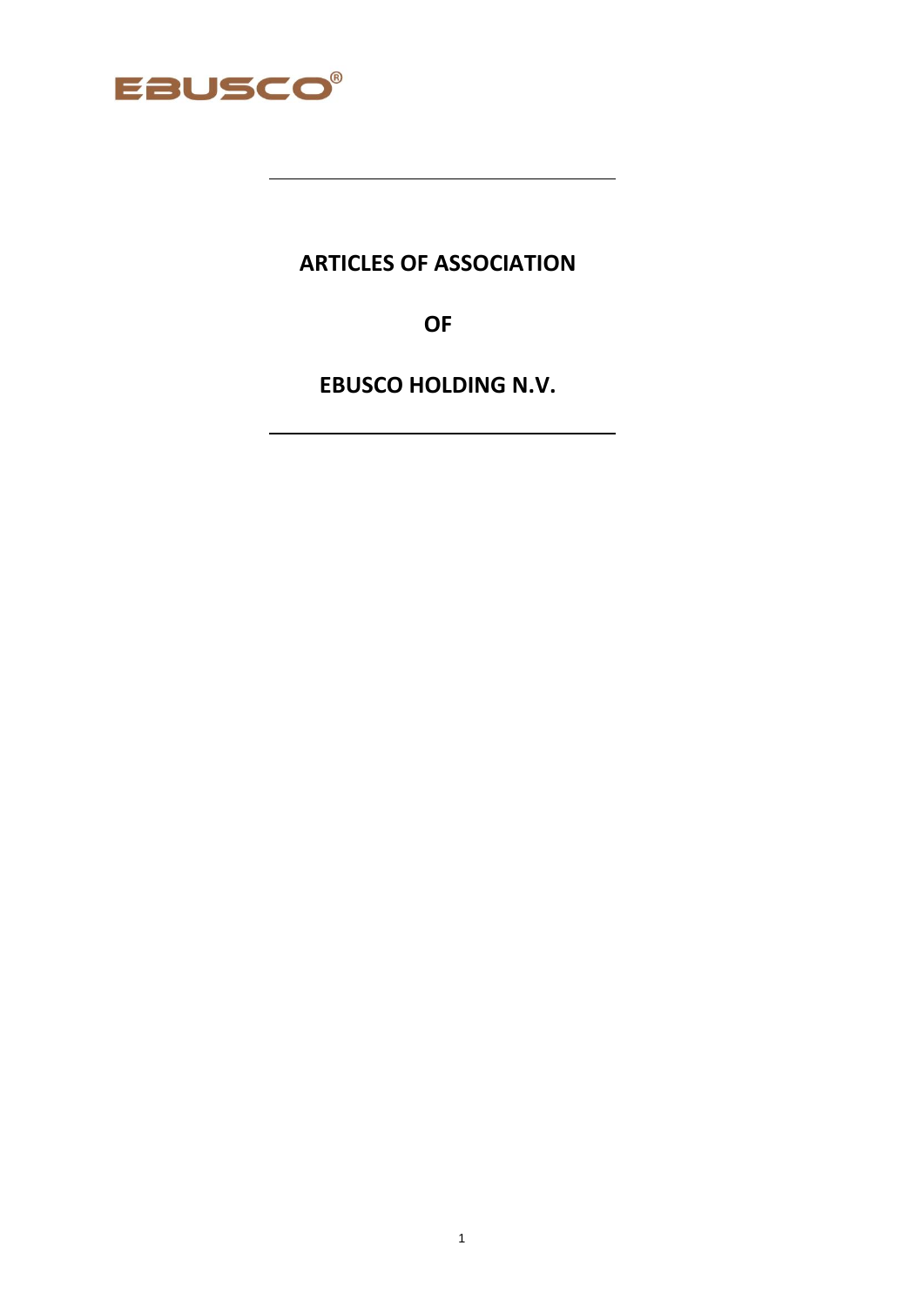EBUSCO®

# ARTICLES OF ASSOCIATION

# OF

# EBUSCO HOLDING N.V.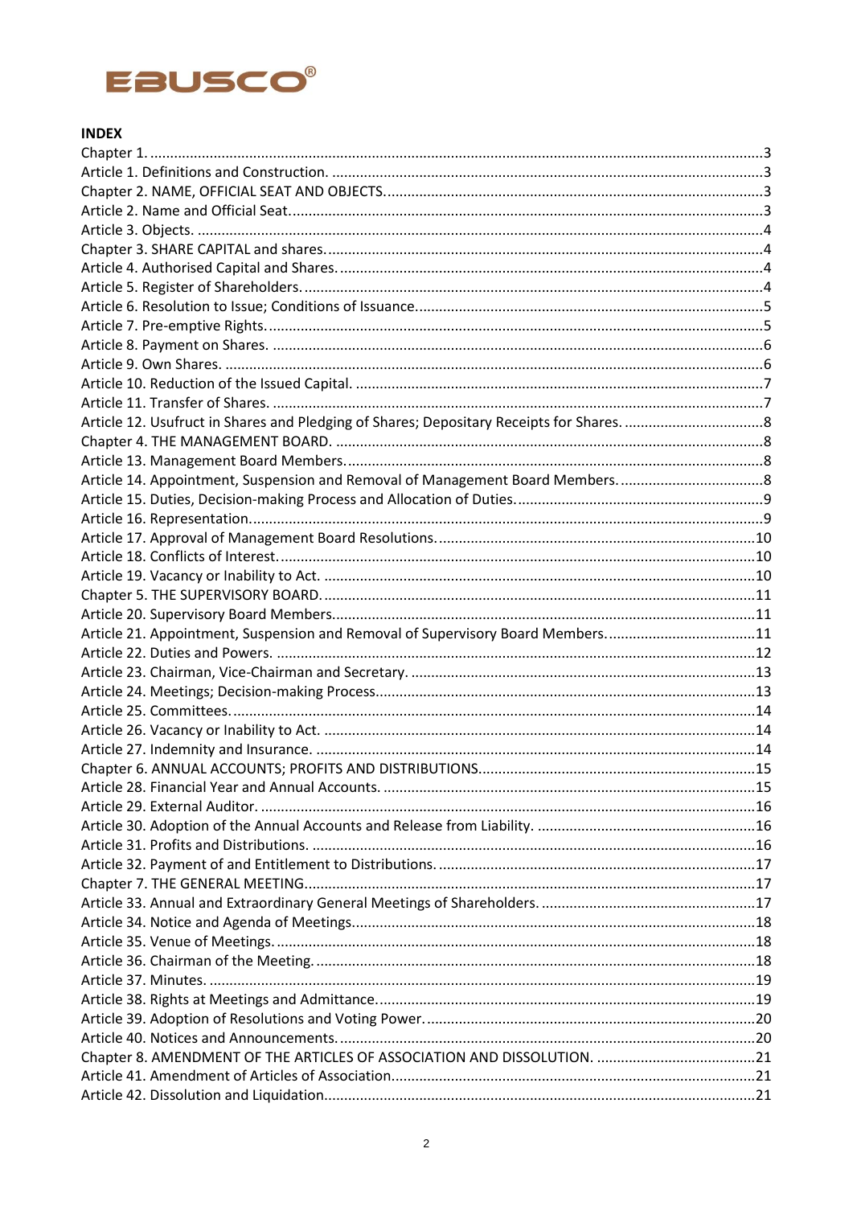**INDEX**

Chapter 1. ....................................................................................................................3
Article 1. Definitions and Construction. ....................................................................3
Chapter 2. NAME, OFFICIAL SEAT AND OBJECTS. ....................................................3
Article 2. Name and Official Seat. ..............................................................................3
Article 3. Objects. .......................................................................................................4
Chapter 3. SHARE CAPITAL and shares. ...................................................................4
Article 4. Authorised Capital and Shares. ...................................................................4
Article 5. Register of Shareholders. ...........................................................................4
Article 6. Resolution to Issue; Conditions of Issuance. ...............................................5
Article 7. Pre-emptive Rights. .....................................................................................5
Article 8. Payment on Shares. ....................................................................................6
Article 9. Own Shares. ...............................................................................................6
Article 10. Reduction of the Issued Capital. ...............................................................7
Article 11. Transfer of Shares. ....................................................................................7
Article 12. Usufruct in Shares and Pledging of Shares; Depositary Receipts for Shares. ....8
Chapter 4. THE MANAGEMENT BOARD. ....................................................................8
Article 13. Management Board Members. ...................................................................8
Article 14. Appointment, Suspension and Removal of Management Board Members. ....8
Article 15. Duties, Decision-making Process and Allocation of Duties. ......................9
Article 16. Representation. .........................................................................................9
Article 17. Approval of Management Board Resolutions. ...........................................10
Article 18. Conflicts of Interest. ..................................................................................10
Article 19. Vacancy or Inability to Act. .......................................................................10
Chapter 5. THE SUPERVISORY BOARD. ....................................................................11
Article 20. Supervisory Board Members. ....................................................................11
Article 21. Appointment, Suspension and Removal of Supervisory Board Members. ....11
Article 22. Duties and Powers. ..................................................................................12
Article 23. Chairman, Vice-Chairman and Secretary. .................................................13
Article 24. Meetings; Decision-making Process. ........................................................13
Article 25. Committees. .............................................................................................14
Article 26. Vacancy or Inability to Act. .......................................................................14
Article 27. Indemnity and Insurance. .........................................................................14
Chapter 6. ANNUAL ACCOUNTS; PROFITS AND DISTRIBUTIONS. ............................15
Article 28. Financial Year and Annual Accounts. .......................................................15
Article 29. External Auditor. ......................................................................................16
Article 30. Adoption of the Annual Accounts and Release from Liability. ..................16
Article 31. Profits and Distributions. .........................................................................16
Article 32. Payment of and Entitlement to Distributions. ...........................................17
Chapter 7. THE GENERAL MEETING. .........................................................................17
Article 33. Annual and Extraordinary General Meetings of Shareholders. .................17
Article 34. Notice and Agenda of Meetings. ...............................................................18
Article 35. Venue of Meetings. ..................................................................................18
Article 36. Chairman of the Meeting. .........................................................................18
Article 37. Minutes. ...................................................................................................19
Article 38. Rights at Meetings and Admittance. .........................................................19
Article 39. Adoption of Resolutions and Voting Power. ..............................................20
Article 40. Notices and Announcements. ....................................................................20
Chapter 8. AMENDMENT OF THE ARTICLES OF ASSOCIATION AND DISSOLUTION. ........21
Article 41. Amendment of Articles of Association. .....................................................21
Article 42. Dissolution and Liquidation. ....................................................................21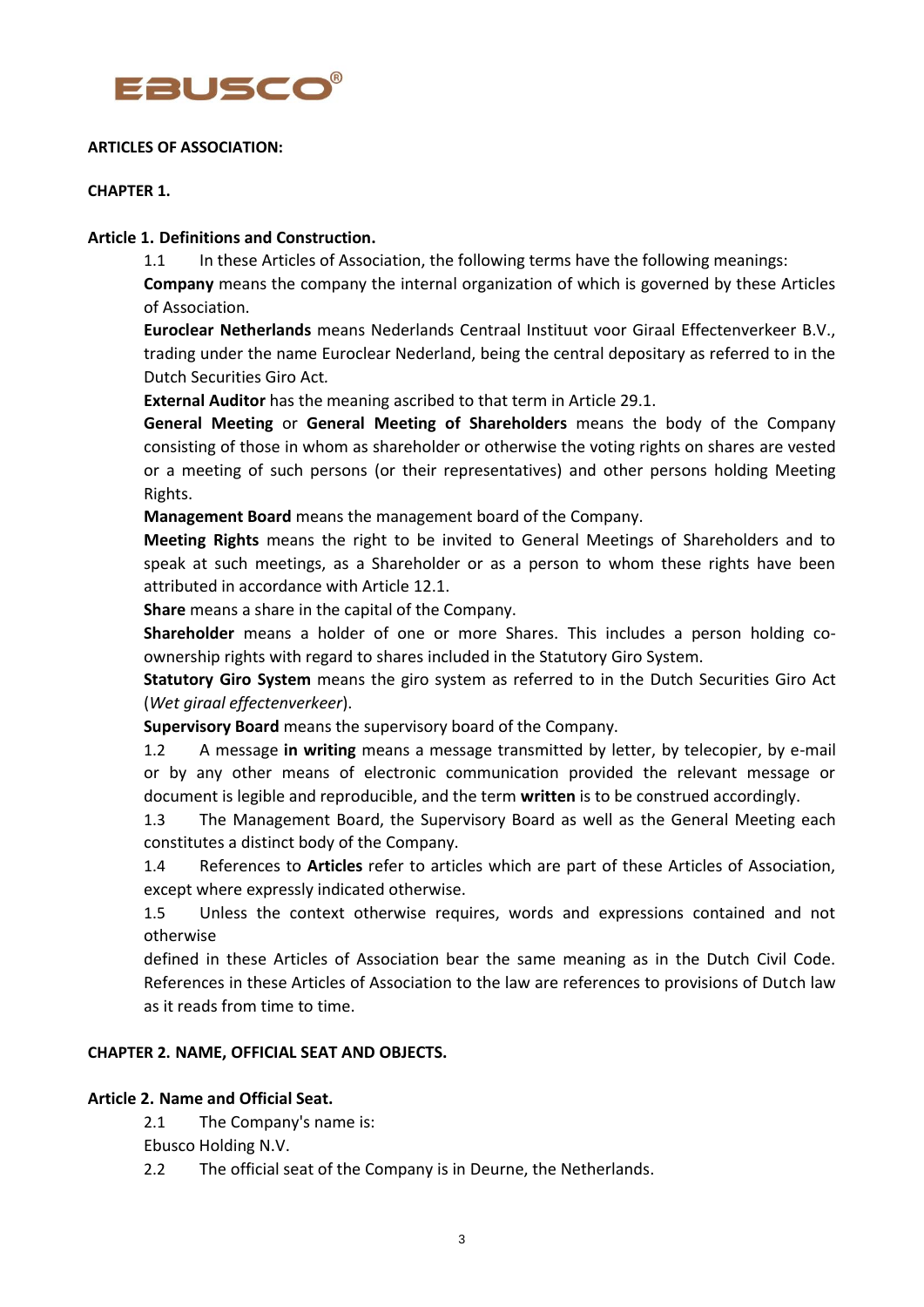**ARTICLES OF ASSOCIATION:**

**CHAPTER 1.**

**Article 1. Definitions and Construction.**

1.1 In these Articles of Association, the following terms have the following meanings:

**Company** means the company the internal organization of which is governed by these Articles of Association.

**Euroclear Netherlands** means Nederlands Centraal Instituut voor Giraal Effectenverkeer B.V., trading under the name Euroclear Nederland, being the central depositary as referred to in the Dutch Securities Giro Act.

**External Auditor** has the meaning ascribed to that term in Article 29.1.

**General Meeting** or **General Meeting of Shareholders** means the body of the Company consisting of those in whom as shareholder or otherwise the voting rights on shares are vested or a meeting of such persons (or their representatives) and other persons holding Meeting Rights.

**Management Board** means the management board of the Company.

**Meeting Rights** means the right to be invited to General Meetings of Shareholders and to speak at such meetings, as a Shareholder or as a person to whom these rights have been attributed in accordance with Article 12.1.

**Share** means a share in the capital of the Company.

**Shareholder** means a holder of one or more Shares. This includes a person holding co-ownership rights with regard to shares included in the Statutory Giro System.

**Statutory Giro System** means the giro system as referred to in the Dutch Securities Giro Act (*Wet giraal effectenverkeer*).

**Supervisory Board** means the supervisory board of the Company.

1.2 A message **in writing** means a message transmitted by letter, by telecopier, by e-mail or by any other means of electronic communication provided the relevant message or document is legible and reproducible, and the term **written** is to be construed accordingly.

1.3 The Management Board, the Supervisory Board as well as the General Meeting each constitutes a distinct body of the Company.

1.4 References to **Articles** refer to articles which are part of these Articles of Association, except where expressly indicated otherwise.

1.5 Unless the context otherwise requires, words and expressions contained and not otherwise defined in these Articles of Association bear the same meaning as in the Dutch Civil Code. References in these Articles of Association to the law are references to provisions of Dutch law as it reads from time to time.

**CHAPTER 2. NAME, OFFICIAL SEAT AND OBJECTS.**

**Article 2. Name and Official Seat.**

2.1 The Company's name is:

Ebusco Holding N.V.

2.2 The official seat of the Company is in Deurne, the Netherlands.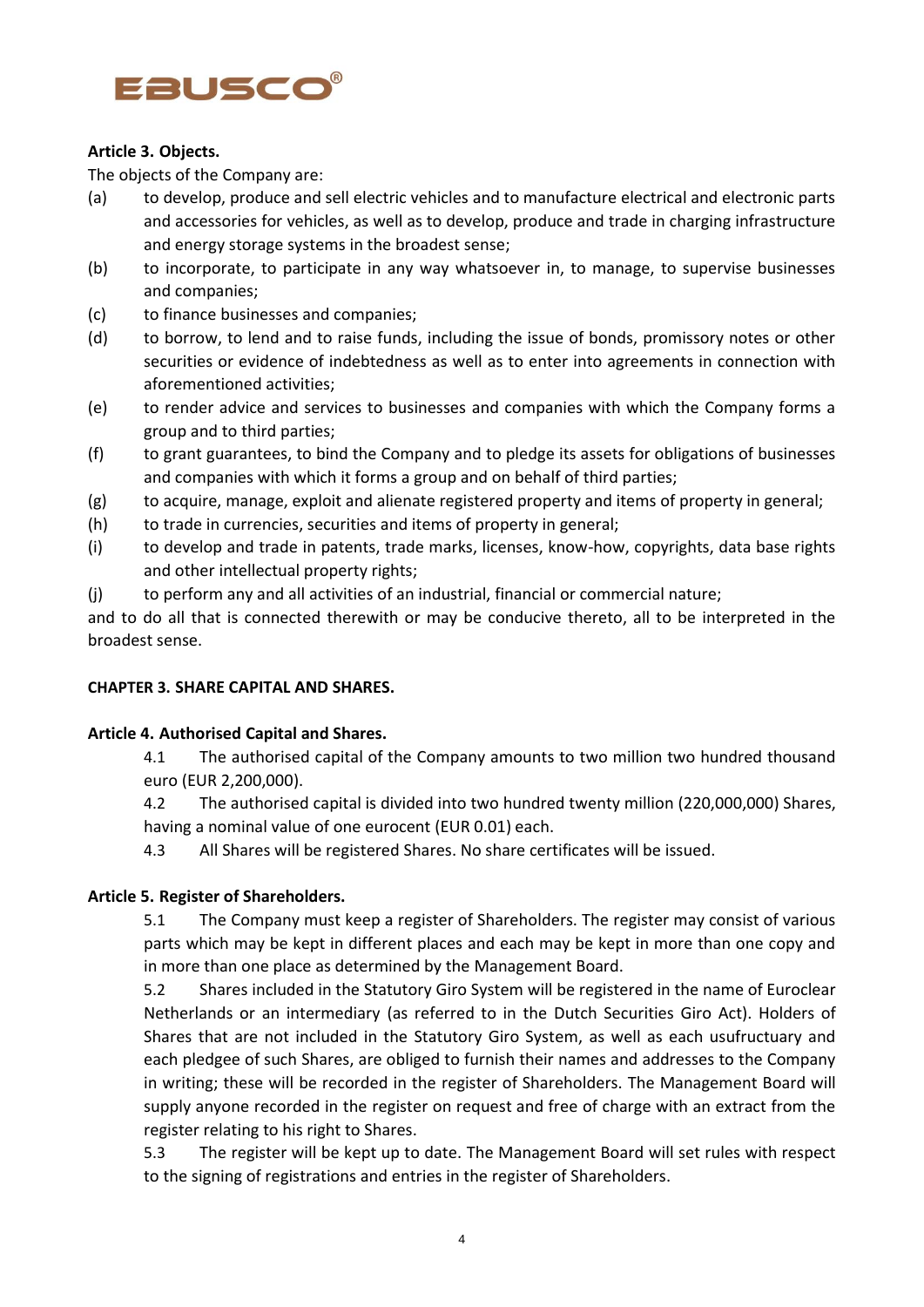**Article 3. Objects.**

The objects of the Company are:

(a) to develop, produce and sell electric vehicles and to manufacture electrical and electronic parts and accessories for vehicles, as well as to develop, produce and trade in charging infrastructure and energy storage systems in the broadest sense;

(b) to incorporate, to participate in any way whatsoever in, to manage, to supervise businesses and companies;

(c) to finance businesses and companies;

(d) to borrow, to lend and to raise funds, including the issue of bonds, promissory notes or other securities or evidence of indebtedness as well as to enter into agreements in connection with aforementioned activities;

(e) to render advice and services to businesses and companies with which the Company forms a group and to third parties;

(f) to grant guarantees, to bind the Company and to pledge its assets for obligations of businesses and companies with which it forms a group and on behalf of third parties;

(g) to acquire, manage, exploit and alienate registered property and items of property in general;

(h) to trade in currencies, securities and items of property in general;

(i) to develop and trade in patents, trade marks, licenses, know-how, copyrights, data base rights and other intellectual property rights;

(j) to perform any and all activities of an industrial, financial or commercial nature;

and to do all that is connected therewith or may be conducive thereto, all to be interpreted in the broadest sense.

**CHAPTER 3. SHARE CAPITAL AND SHARES.**

**Article 4. Authorised Capital and Shares.**

4.1 The authorised capital of the Company amounts to two million two hundred thousand euro (EUR 2,200,000).

4.2 The authorised capital is divided into two hundred twenty million (220,000,000) Shares, having a nominal value of one eurocent (EUR 0.01) each.

4.3 All Shares will be registered Shares. No share certificates will be issued.

**Article 5. Register of Shareholders.**

5.1 The Company must keep a register of Shareholders. The register may consist of various parts which may be kept in different places and each may be kept in more than one copy and in more than one place as determined by the Management Board.

5.2 Shares included in the Statutory Giro System will be registered in the name of Euroclear Netherlands or an intermediary (as referred to in the Dutch Securities Giro Act). Holders of Shares that are not included in the Statutory Giro System, as well as each usufructuary and each pledgee of such Shares, are obliged to furnish their names and addresses to the Company in writing; these will be recorded in the register of Shareholders. The Management Board will supply anyone recorded in the register on request and free of charge with an extract from the register relating to his right to Shares.

5.3 The register will be kept up to date. The Management Board will set rules with respect to the signing of registrations and entries in the register of Shareholders.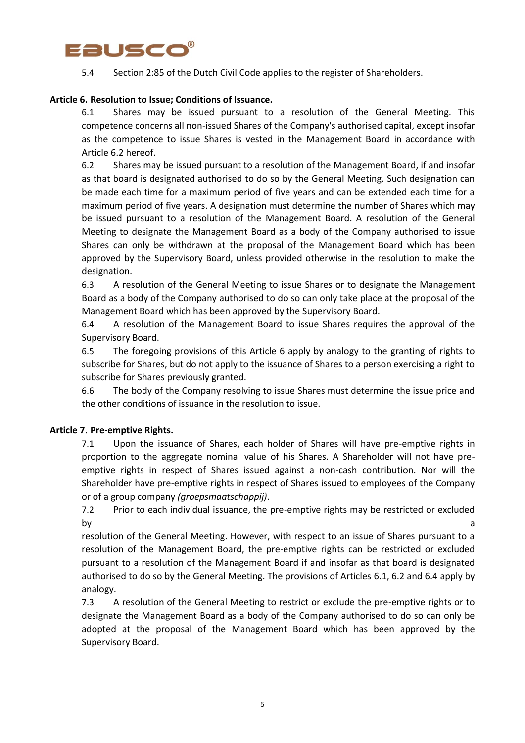5.4 Section 2:85 of the Dutch Civil Code applies to the register of Shareholders.

**Article 6. Resolution to Issue; Conditions of Issuance.**

6.1 Shares may be issued pursuant to a resolution of the General Meeting. This competence concerns all non-issued Shares of the Company's authorised capital, except insofar as the competence to issue Shares is vested in the Management Board in accordance with Article 6.2 hereof.

6.2 Shares may be issued pursuant to a resolution of the Management Board, if and insofar as that board is designated authorised to do so by the General Meeting. Such designation can be made each time for a maximum period of five years and can be extended each time for a maximum period of five years. A designation must determine the number of Shares which may be issued pursuant to a resolution of the Management Board. A resolution of the General Meeting to designate the Management Board as a body of the Company authorised to issue Shares can only be withdrawn at the proposal of the Management Board which has been approved by the Supervisory Board, unless provided otherwise in the resolution to make the designation.

6.3 A resolution of the General Meeting to issue Shares or to designate the Management Board as a body of the Company authorised to do so can only take place at the proposal of the Management Board which has been approved by the Supervisory Board.

6.4 A resolution of the Management Board to issue Shares requires the approval of the Supervisory Board.

6.5 The foregoing provisions of this Article 6 apply by analogy to the granting of rights to subscribe for Shares, but do not apply to the issuance of Shares to a person exercising a right to subscribe for Shares previously granted.

6.6 The body of the Company resolving to issue Shares must determine the issue price and the other conditions of issuance in the resolution to issue.

**Article 7. Pre-emptive Rights.**

7.1 Upon the issuance of Shares, each holder of Shares will have pre-emptive rights in proportion to the aggregate nominal value of his Shares. A Shareholder will not have pre-emptive rights in respect of Shares issued against a non-cash contribution. Nor will the Shareholder have pre-emptive rights in respect of Shares issued to employees of the Company or of a group company *(groepsmaatschappij)*.

7.2 Prior to each individual issuance, the pre-emptive rights may be restricted or excluded by a resolution of the General Meeting. However, with respect to an issue of Shares pursuant to a resolution of the Management Board, the pre-emptive rights can be restricted or excluded pursuant to a resolution of the Management Board if and insofar as that board is designated authorised to do so by the General Meeting. The provisions of Articles 6.1, 6.2 and 6.4 apply by analogy.

7.3 A resolution of the General Meeting to restrict or exclude the pre-emptive rights or to designate the Management Board as a body of the Company authorised to do so can only be adopted at the proposal of the Management Board which has been approved by the Supervisory Board.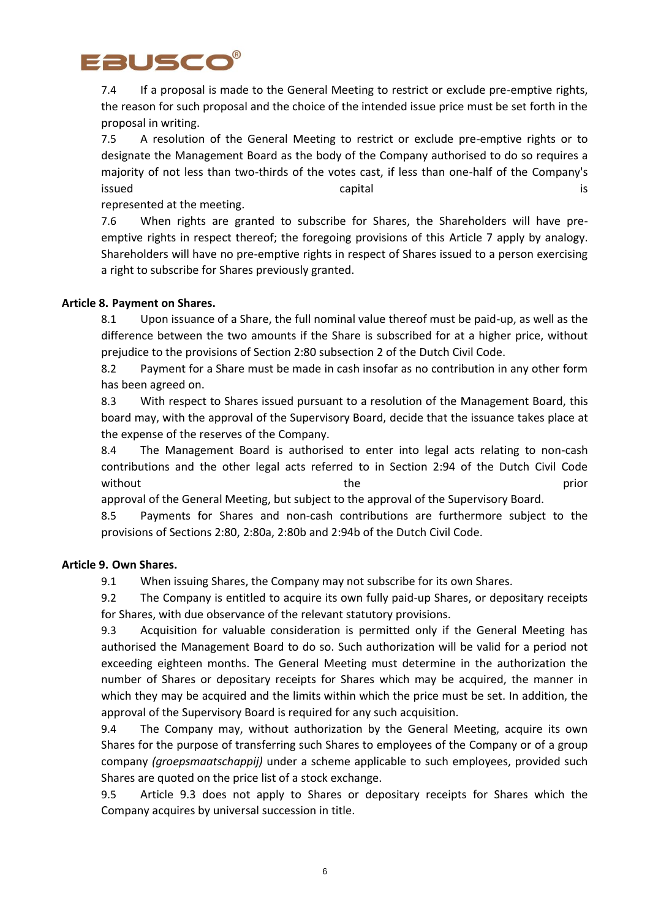7.4 If a proposal is made to the General Meeting to restrict or exclude pre-emptive rights, the reason for such proposal and the choice of the intended issue price must be set forth in the proposal in writing.

7.5 A resolution of the General Meeting to restrict or exclude pre-emptive rights or to designate the Management Board as the body of the Company authorised to do so requires a majority of not less than two-thirds of the votes cast, if less than one-half of the Company's issued capital is represented at the meeting.

7.6 When rights are granted to subscribe for Shares, the Shareholders will have pre-emptive rights in respect thereof; the foregoing provisions of this Article 7 apply by analogy. Shareholders will have no pre-emptive rights in respect of Shares issued to a person exercising a right to subscribe for Shares previously granted.

**Article 8. Payment on Shares.**

8.1 Upon issuance of a Share, the full nominal value thereof must be paid-up, as well as the difference between the two amounts if the Share is subscribed for at a higher price, without prejudice to the provisions of Section 2:80 subsection 2 of the Dutch Civil Code.

8.2 Payment for a Share must be made in cash insofar as no contribution in any other form has been agreed on.

8.3 With respect to Shares issued pursuant to a resolution of the Management Board, this board may, with the approval of the Supervisory Board, decide that the issuance takes place at the expense of the reserves of the Company.

8.4 The Management Board is authorised to enter into legal acts relating to non-cash contributions and the other legal acts referred to in Section 2:94 of the Dutch Civil Code without the prior approval of the General Meeting, but subject to the approval of the Supervisory Board.

8.5 Payments for Shares and non-cash contributions are furthermore subject to the provisions of Sections 2:80, 2:80a, 2:80b and 2:94b of the Dutch Civil Code.

**Article 9. Own Shares.**

9.1 When issuing Shares, the Company may not subscribe for its own Shares.

9.2 The Company is entitled to acquire its own fully paid-up Shares, or depositary receipts for Shares, with due observance of the relevant statutory provisions.

9.3 Acquisition for valuable consideration is permitted only if the General Meeting has authorised the Management Board to do so. Such authorization will be valid for a period not exceeding eighteen months. The General Meeting must determine in the authorization the number of Shares or depositary receipts for Shares which may be acquired, the manner in which they may be acquired and the limits within which the price must be set. In addition, the approval of the Supervisory Board is required for any such acquisition.

9.4 The Company may, without authorization by the General Meeting, acquire its own Shares for the purpose of transferring such Shares to employees of the Company or of a group company *(groepsmaatschappij)* under a scheme applicable to such employees, provided such Shares are quoted on the price list of a stock exchange.

9.5 Article 9.3 does not apply to Shares or depositary receipts for Shares which the Company acquires by universal succession in title.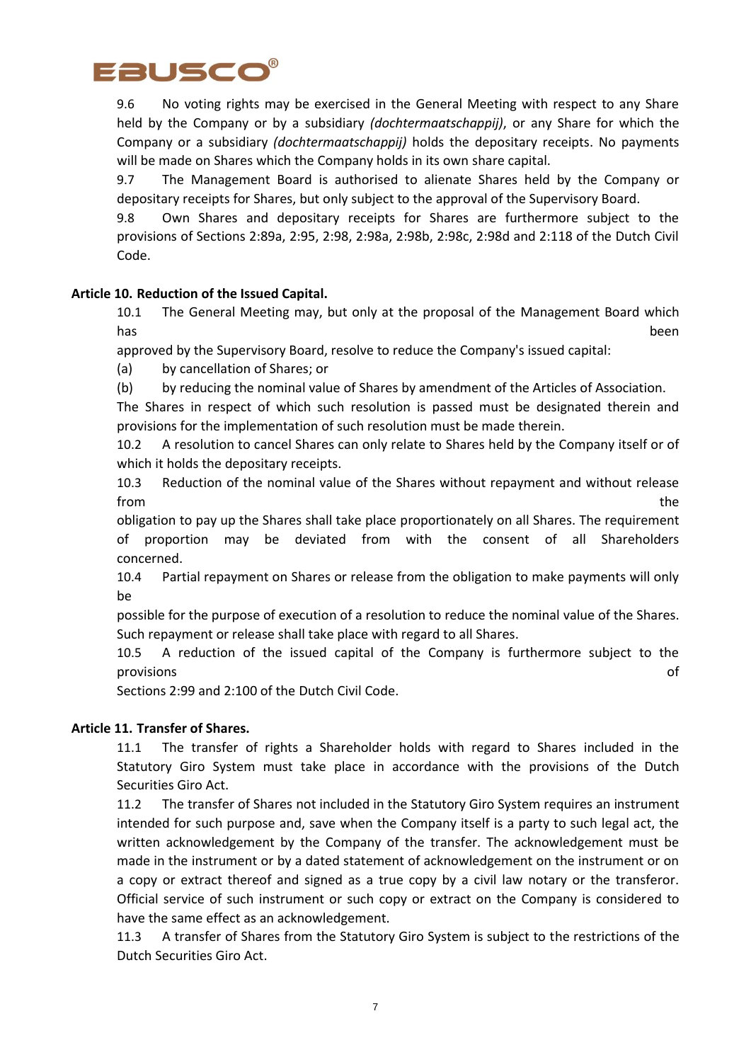9.6 No voting rights may be exercised in the General Meeting with respect to any Share held by the Company or by a subsidiary *(dochtermaatschappij)*, or any Share for which the Company or a subsidiary *(dochtermaatschappij)* holds the depositary receipts. No payments will be made on Shares which the Company holds in its own share capital.

9.7 The Management Board is authorised to alienate Shares held by the Company or depositary receipts for Shares, but only subject to the approval of the Supervisory Board.

9.8 Own Shares and depositary receipts for Shares are furthermore subject to the provisions of Sections 2:89a, 2:95, 2:98, 2:98a, 2:98b, 2:98c, 2:98d and 2:118 of the Dutch Civil Code.

**Article 10. Reduction of the Issued Capital.**

10.1 The General Meeting may, but only at the proposal of the Management Board which has been approved by the Supervisory Board, resolve to reduce the Company's issued capital:

(a) by cancellation of Shares; or

(b) by reducing the nominal value of Shares by amendment of the Articles of Association.

The Shares in respect of which such resolution is passed must be designated therein and provisions for the implementation of such resolution must be made therein.

10.2 A resolution to cancel Shares can only relate to Shares held by the Company itself or of which it holds the depositary receipts.

10.3 Reduction of the nominal value of the Shares without repayment and without release from the obligation to pay up the Shares shall take place proportionately on all Shares. The requirement of proportion may be deviated from with the consent of all Shareholders concerned.

10.4 Partial repayment on Shares or release from the obligation to make payments will only be possible for the purpose of execution of a resolution to reduce the nominal value of the Shares. Such repayment or release shall take place with regard to all Shares.

10.5 A reduction of the issued capital of the Company is furthermore subject to the provisions of Sections 2:99 and 2:100 of the Dutch Civil Code.

**Article 11. Transfer of Shares.**

11.1 The transfer of rights a Shareholder holds with regard to Shares included in the Statutory Giro System must take place in accordance with the provisions of the Dutch Securities Giro Act.

11.2 The transfer of Shares not included in the Statutory Giro System requires an instrument intended for such purpose and, save when the Company itself is a party to such legal act, the written acknowledgement by the Company of the transfer. The acknowledgement must be made in the instrument or by a dated statement of acknowledgement on the instrument or on a copy or extract thereof and signed as a true copy by a civil law notary or the transferor. Official service of such instrument or such copy or extract on the Company is considered to have the same effect as an acknowledgement.

11.3 A transfer of Shares from the Statutory Giro System is subject to the restrictions of the Dutch Securities Giro Act.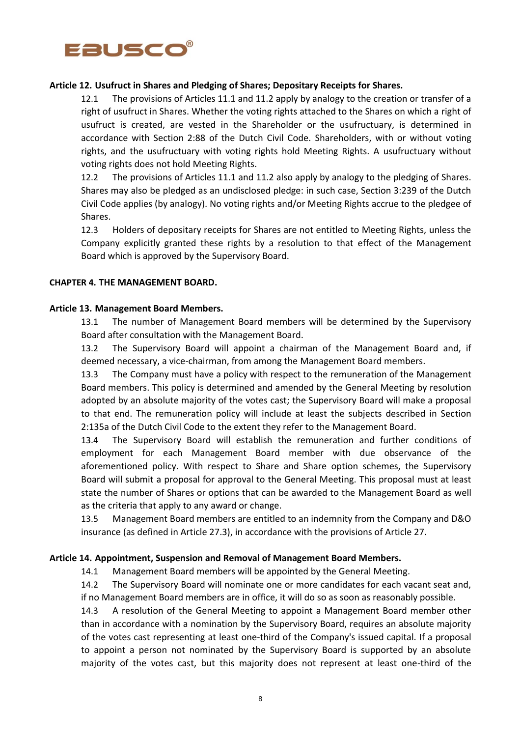**Article 12. Usufruct in Shares and Pledging of Shares; Depositary Receipts for Shares.**

12.1 The provisions of Articles 11.1 and 11.2 apply by analogy to the creation or transfer of a right of usufruct in Shares. Whether the voting rights attached to the Shares on which a right of usufruct is created, are vested in the Shareholder or the usufructuary, is determined in accordance with Section 2:88 of the Dutch Civil Code. Shareholders, with or without voting rights, and the usufructuary with voting rights hold Meeting Rights. A usufructuary without voting rights does not hold Meeting Rights.

12.2 The provisions of Articles 11.1 and 11.2 also apply by analogy to the pledging of Shares. Shares may also be pledged as an undisclosed pledge: in such case, Section 3:239 of the Dutch Civil Code applies (by analogy). No voting rights and/or Meeting Rights accrue to the pledgee of Shares.

12.3 Holders of depositary receipts for Shares are not entitled to Meeting Rights, unless the Company explicitly granted these rights by a resolution to that effect of the Management Board which is approved by the Supervisory Board.

**CHAPTER 4. THE MANAGEMENT BOARD.**

**Article 13. Management Board Members.**

13.1 The number of Management Board members will be determined by the Supervisory Board after consultation with the Management Board.

13.2 The Supervisory Board will appoint a chairman of the Management Board and, if deemed necessary, a vice-chairman, from among the Management Board members.

13.3 The Company must have a policy with respect to the remuneration of the Management Board members. This policy is determined and amended by the General Meeting by resolution adopted by an absolute majority of the votes cast; the Supervisory Board will make a proposal to that end. The remuneration policy will include at least the subjects described in Section 2:135a of the Dutch Civil Code to the extent they refer to the Management Board.

13.4 The Supervisory Board will establish the remuneration and further conditions of employment for each Management Board member with due observance of the aforementioned policy. With respect to Share and Share option schemes, the Supervisory Board will submit a proposal for approval to the General Meeting. This proposal must at least state the number of Shares or options that can be awarded to the Management Board as well as the criteria that apply to any award or change.

13.5 Management Board members are entitled to an indemnity from the Company and D&O insurance (as defined in Article 27.3), in accordance with the provisions of Article 27.

**Article 14. Appointment, Suspension and Removal of Management Board Members.**

14.1 Management Board members will be appointed by the General Meeting.

14.2 The Supervisory Board will nominate one or more candidates for each vacant seat and, if no Management Board members are in office, it will do so as soon as reasonably possible.

14.3 A resolution of the General Meeting to appoint a Management Board member other than in accordance with a nomination by the Supervisory Board, requires an absolute majority of the votes cast representing at least one-third of the Company's issued capital. If a proposal to appoint a person not nominated by the Supervisory Board is supported by an absolute majority of the votes cast, but this majority does not represent at least one-third of the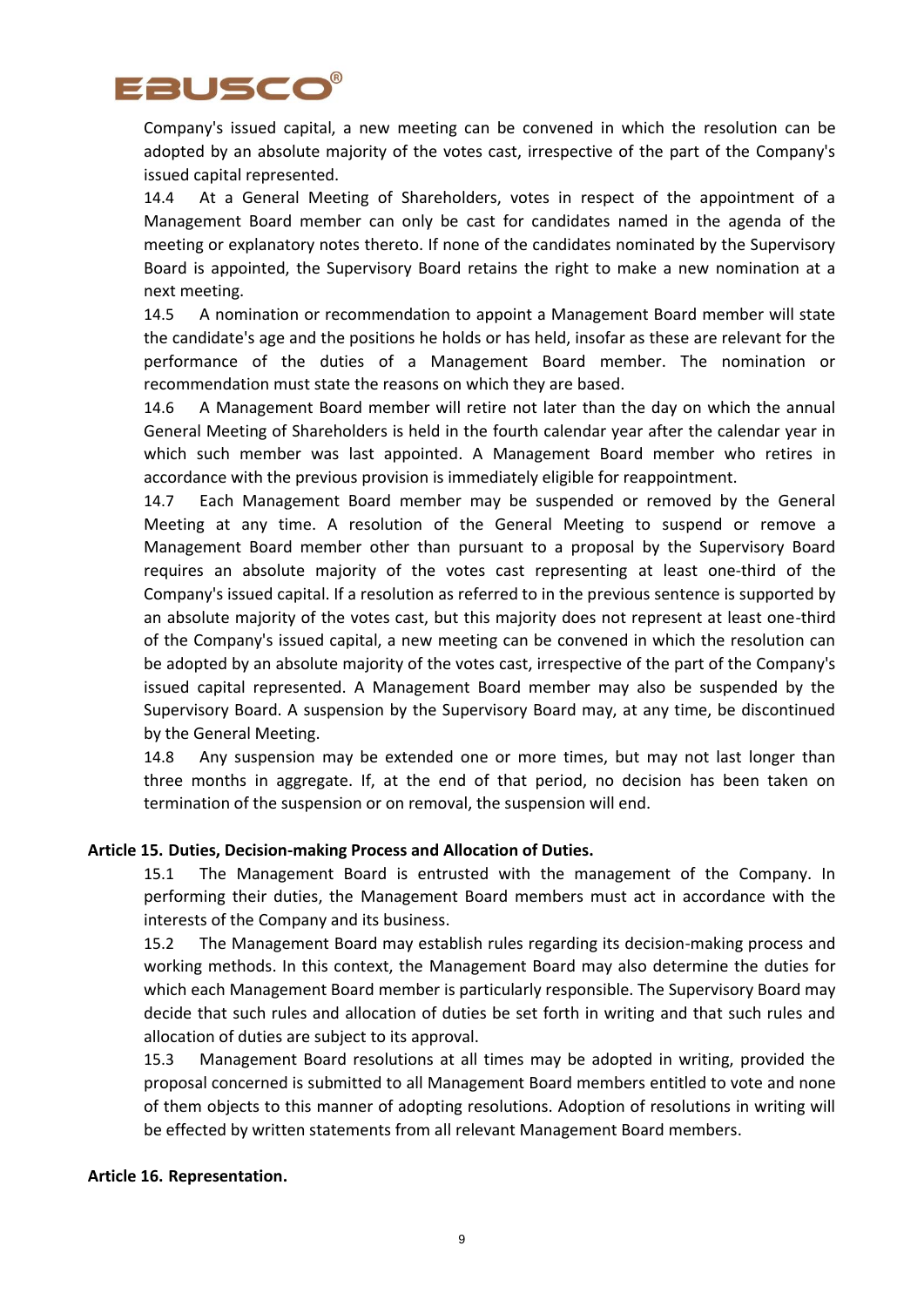Company's issued capital, a new meeting can be convened in which the resolution can be adopted by an absolute majority of the votes cast, irrespective of the part of the Company's issued capital represented.

14.4 At a General Meeting of Shareholders, votes in respect of the appointment of a Management Board member can only be cast for candidates named in the agenda of the meeting or explanatory notes thereto. If none of the candidates nominated by the Supervisory Board is appointed, the Supervisory Board retains the right to make a new nomination at a next meeting.

14.5 A nomination or recommendation to appoint a Management Board member will state the candidate's age and the positions he holds or has held, insofar as these are relevant for the performance of the duties of a Management Board member. The nomination or recommendation must state the reasons on which they are based.

14.6 A Management Board member will retire not later than the day on which the annual General Meeting of Shareholders is held in the fourth calendar year after the calendar year in which such member was last appointed. A Management Board member who retires in accordance with the previous provision is immediately eligible for reappointment.

14.7 Each Management Board member may be suspended or removed by the General Meeting at any time. A resolution of the General Meeting to suspend or remove a Management Board member other than pursuant to a proposal by the Supervisory Board requires an absolute majority of the votes cast representing at least one-third of the Company's issued capital. If a resolution as referred to in the previous sentence is supported by an absolute majority of the votes cast, but this majority does not represent at least one-third of the Company's issued capital, a new meeting can be convened in which the resolution can be adopted by an absolute majority of the votes cast, irrespective of the part of the Company's issued capital represented. A Management Board member may also be suspended by the Supervisory Board. A suspension by the Supervisory Board may, at any time, be discontinued by the General Meeting.

14.8 Any suspension may be extended one or more times, but may not last longer than three months in aggregate. If, at the end of that period, no decision has been taken on termination of the suspension or on removal, the suspension will end.

**Article 15. Duties, Decision-making Process and Allocation of Duties.**

15.1 The Management Board is entrusted with the management of the Company. In performing their duties, the Management Board members must act in accordance with the interests of the Company and its business.

15.2 The Management Board may establish rules regarding its decision-making process and working methods. In this context, the Management Board may also determine the duties for which each Management Board member is particularly responsible. The Supervisory Board may decide that such rules and allocation of duties be set forth in writing and that such rules and allocation of duties are subject to its approval.

15.3 Management Board resolutions at all times may be adopted in writing, provided the proposal concerned is submitted to all Management Board members entitled to vote and none of them objects to this manner of adopting resolutions. Adoption of resolutions in writing will be effected by written statements from all relevant Management Board members.

**Article 16. Representation.**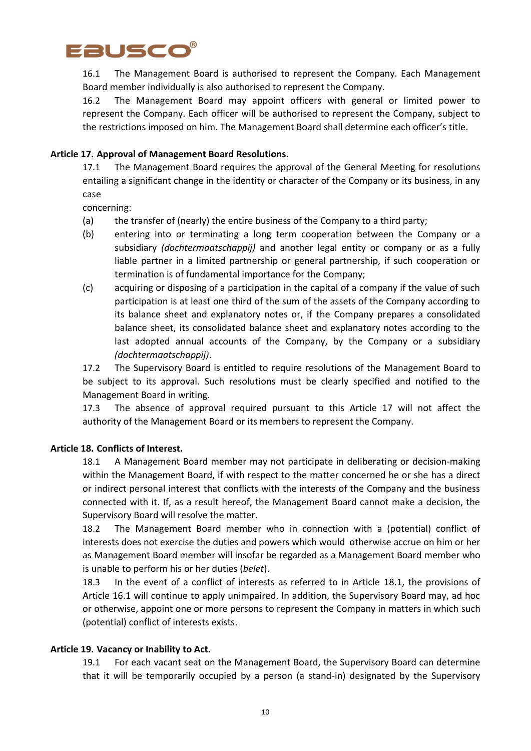16.1 The Management Board is authorised to represent the Company. Each Management Board member individually is also authorised to represent the Company.

16.2 The Management Board may appoint officers with general or limited power to represent the Company. Each officer will be authorised to represent the Company, subject to the restrictions imposed on him. The Management Board shall determine each officer's title.

**Article 17. Approval of Management Board Resolutions.**

17.1 The Management Board requires the approval of the General Meeting for resolutions entailing a significant change in the identity or character of the Company or its business, in any case
concerning:

(a) the transfer of (nearly) the entire business of the Company to a third party;

(b) entering into or terminating a long term cooperation between the Company or a subsidiary *(dochtermaatschappij)* and another legal entity or company or as a fully liable partner in a limited partnership or general partnership, if such cooperation or termination is of fundamental importance for the Company;

(c) acquiring or disposing of a participation in the capital of a company if the value of such participation is at least one third of the sum of the assets of the Company according to its balance sheet and explanatory notes or, if the Company prepares a consolidated balance sheet, its consolidated balance sheet and explanatory notes according to the last adopted annual accounts of the Company, by the Company or a subsidiary *(dochtermaatschappij)*.

17.2 The Supervisory Board is entitled to require resolutions of the Management Board to be subject to its approval. Such resolutions must be clearly specified and notified to the Management Board in writing.

17.3 The absence of approval required pursuant to this Article 17 will not affect the authority of the Management Board or its members to represent the Company.

**Article 18. Conflicts of Interest.**

18.1 A Management Board member may not participate in deliberating or decision-making within the Management Board, if with respect to the matter concerned he or she has a direct or indirect personal interest that conflicts with the interests of the Company and the business connected with it. If, as a result hereof, the Management Board cannot make a decision, the Supervisory Board will resolve the matter.

18.2 The Management Board member who in connection with a (potential) conflict of interests does not exercise the duties and powers which would otherwise accrue on him or her as Management Board member will insofar be regarded as a Management Board member who is unable to perform his or her duties (*belet*).

18.3 In the event of a conflict of interests as referred to in Article 18.1, the provisions of Article 16.1 will continue to apply unimpaired. In addition, the Supervisory Board may, ad hoc or otherwise, appoint one or more persons to represent the Company in matters in which such (potential) conflict of interests exists.

**Article 19. Vacancy or Inability to Act.**

19.1 For each vacant seat on the Management Board, the Supervisory Board can determine that it will be temporarily occupied by a person (a stand-in) designated by the Supervisory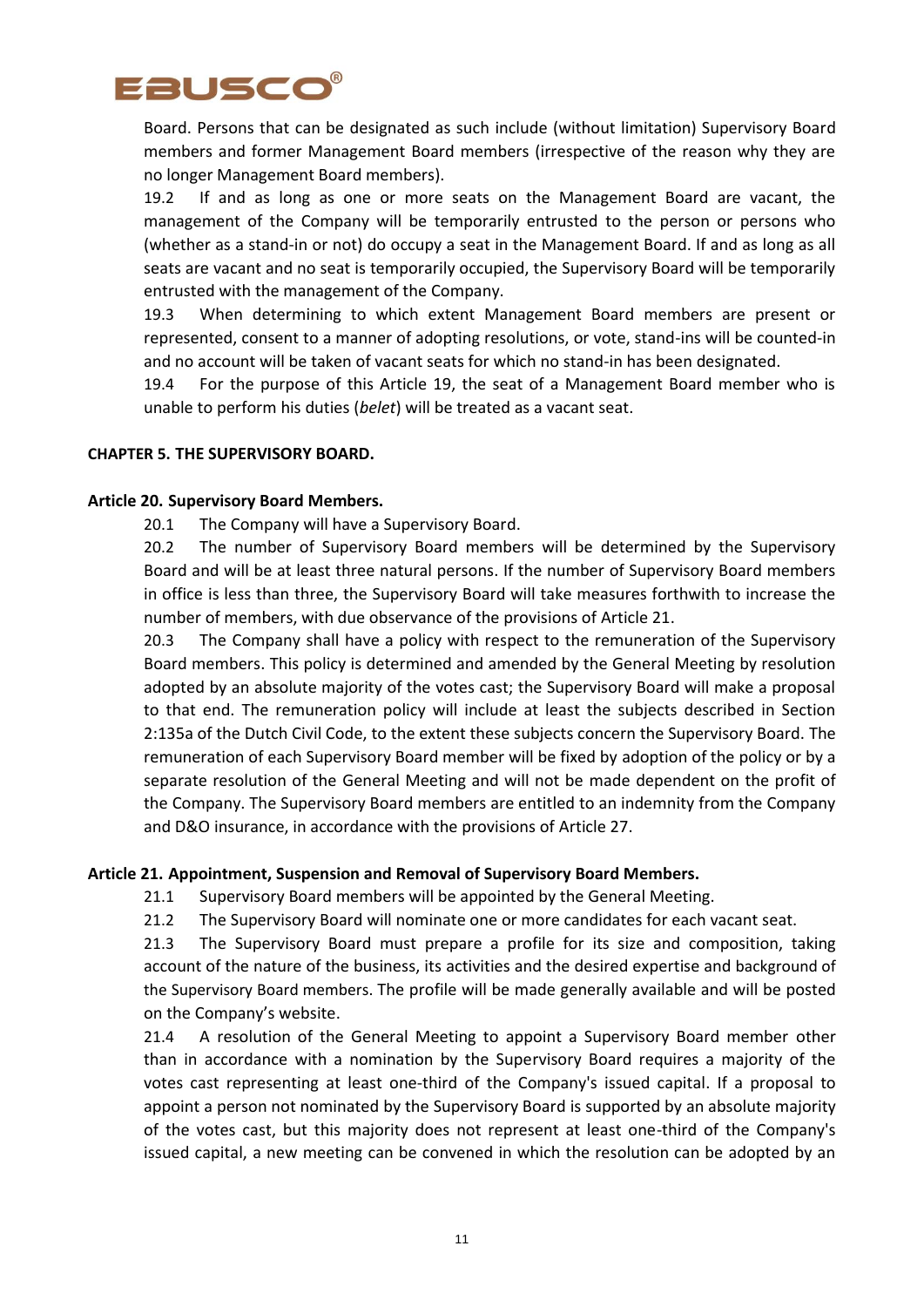Board. Persons that can be designated as such include (without limitation) Supervisory Board members and former Management Board members (irrespective of the reason why they are no longer Management Board members).

19.2 If and as long as one or more seats on the Management Board are vacant, the management of the Company will be temporarily entrusted to the person or persons who (whether as a stand-in or not) do occupy a seat in the Management Board. If and as long as all seats are vacant and no seat is temporarily occupied, the Supervisory Board will be temporarily entrusted with the management of the Company.

19.3 When determining to which extent Management Board members are present or represented, consent to a manner of adopting resolutions, or vote, stand-ins will be counted-in and no account will be taken of vacant seats for which no stand-in has been designated.

19.4 For the purpose of this Article 19, the seat of a Management Board member who is unable to perform his duties (*belet*) will be treated as a vacant seat.

## CHAPTER 5. THE SUPERVISORY BOARD.

### Article 20. Supervisory Board Members.

20.1 The Company will have a Supervisory Board.

20.2 The number of Supervisory Board members will be determined by the Supervisory Board and will be at least three natural persons. If the number of Supervisory Board members in office is less than three, the Supervisory Board will take measures forthwith to increase the number of members, with due observance of the provisions of Article 21.

20.3 The Company shall have a policy with respect to the remuneration of the Supervisory Board members. This policy is determined and amended by the General Meeting by resolution adopted by an absolute majority of the votes cast; the Supervisory Board will make a proposal to that end. The remuneration policy will include at least the subjects described in Section 2:135a of the Dutch Civil Code, to the extent these subjects concern the Supervisory Board. The remuneration of each Supervisory Board member will be fixed by adoption of the policy or by a separate resolution of the General Meeting and will not be made dependent on the profit of the Company. The Supervisory Board members are entitled to an indemnity from the Company and D&O insurance, in accordance with the provisions of Article 27.

### Article 21. Appointment, Suspension and Removal of Supervisory Board Members.

21.1 Supervisory Board members will be appointed by the General Meeting.

21.2 The Supervisory Board will nominate one or more candidates for each vacant seat.

21.3 The Supervisory Board must prepare a profile for its size and composition, taking account of the nature of the business, its activities and the desired expertise and background of the Supervisory Board members. The profile will be made generally available and will be posted on the Company's website.

21.4 A resolution of the General Meeting to appoint a Supervisory Board member other than in accordance with a nomination by the Supervisory Board requires a majority of the votes cast representing at least one-third of the Company's issued capital. If a proposal to appoint a person not nominated by the Supervisory Board is supported by an absolute majority of the votes cast, but this majority does not represent at least one-third of the Company's issued capital, a new meeting can be convened in which the resolution can be adopted by an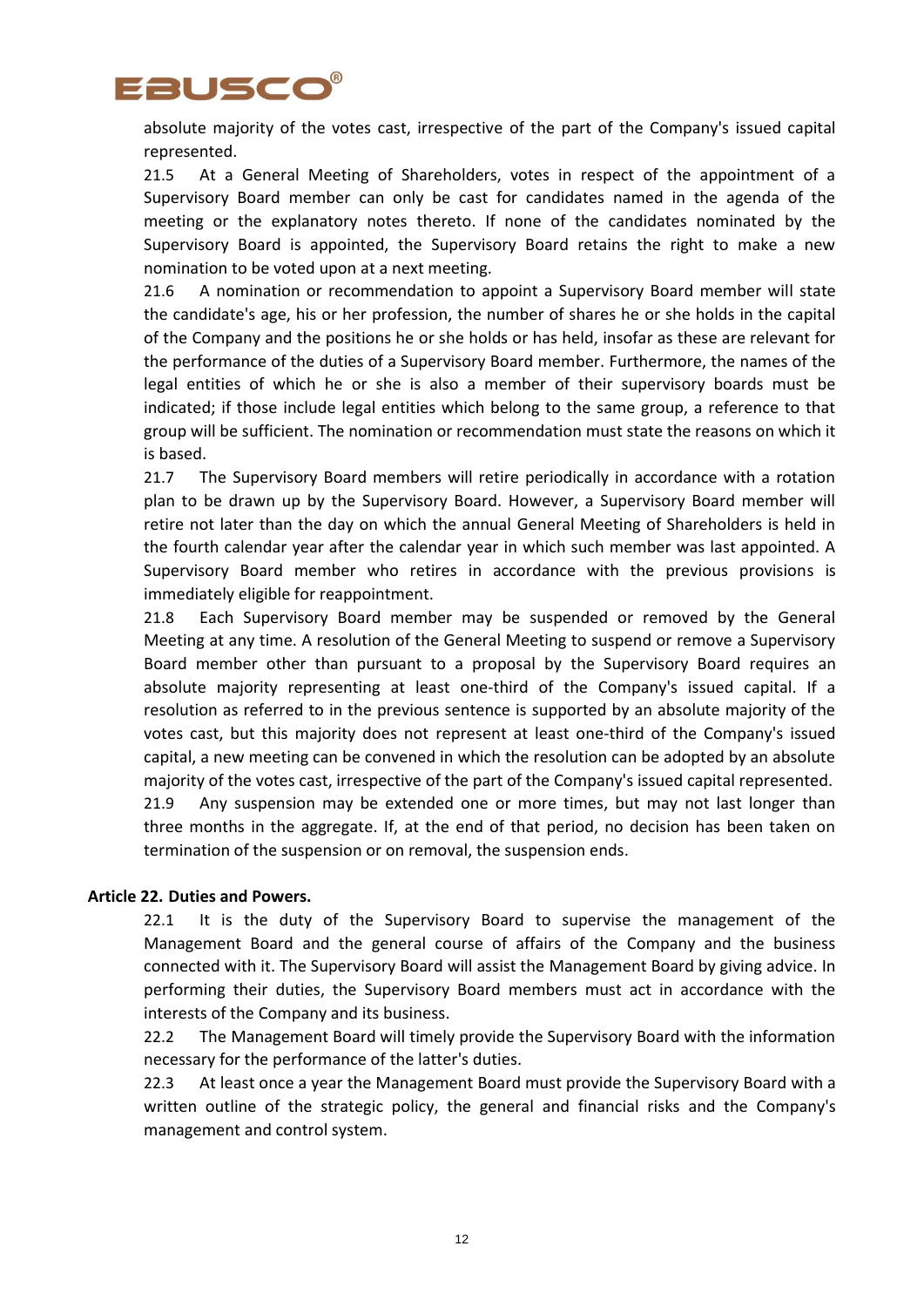absolute majority of the votes cast, irrespective of the part of the Company's issued capital represented.

21.5 At a General Meeting of Shareholders, votes in respect of the appointment of a Supervisory Board member can only be cast for candidates named in the agenda of the meeting or the explanatory notes thereto. If none of the candidates nominated by the Supervisory Board is appointed, the Supervisory Board retains the right to make a new nomination to be voted upon at a next meeting.

21.6 A nomination or recommendation to appoint a Supervisory Board member will state the candidate's age, his or her profession, the number of shares he or she holds in the capital of the Company and the positions he or she holds or has held, insofar as these are relevant for the performance of the duties of a Supervisory Board member. Furthermore, the names of the legal entities of which he or she is also a member of their supervisory boards must be indicated; if those include legal entities which belong to the same group, a reference to that group will be sufficient. The nomination or recommendation must state the reasons on which it is based.

21.7 The Supervisory Board members will retire periodically in accordance with a rotation plan to be drawn up by the Supervisory Board. However, a Supervisory Board member will retire not later than the day on which the annual General Meeting of Shareholders is held in the fourth calendar year after the calendar year in which such member was last appointed. A Supervisory Board member who retires in accordance with the previous provisions is immediately eligible for reappointment.

21.8 Each Supervisory Board member may be suspended or removed by the General Meeting at any time. A resolution of the General Meeting to suspend or remove a Supervisory Board member other than pursuant to a proposal by the Supervisory Board requires an absolute majority representing at least one-third of the Company's issued capital. If a resolution as referred to in the previous sentence is supported by an absolute majority of the votes cast, but this majority does not represent at least one-third of the Company's issued capital, a new meeting can be convened in which the resolution can be adopted by an absolute majority of the votes cast, irrespective of the part of the Company's issued capital represented.

21.9 Any suspension may be extended one or more times, but may not last longer than three months in the aggregate. If, at the end of that period, no decision has been taken on termination of the suspension or on removal, the suspension ends.

## Article 22. Duties and Powers.

22.1 It is the duty of the Supervisory Board to supervise the management of the Management Board and the general course of affairs of the Company and the business connected with it. The Supervisory Board will assist the Management Board by giving advice. In performing their duties, the Supervisory Board members must act in accordance with the interests of the Company and its business.

22.2 The Management Board will timely provide the Supervisory Board with the information necessary for the performance of the latter's duties.

22.3 At least once a year the Management Board must provide the Supervisory Board with a written outline of the strategic policy, the general and financial risks and the Company's management and control system.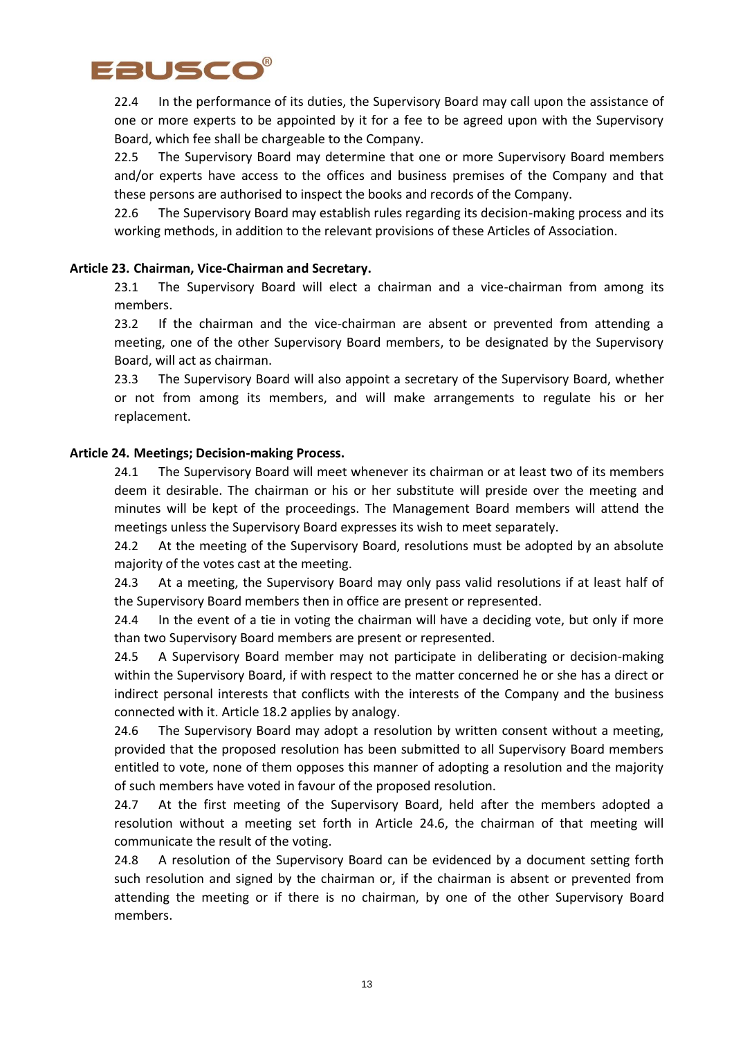22.4 In the performance of its duties, the Supervisory Board may call upon the assistance of one or more experts to be appointed by it for a fee to be agreed upon with the Supervisory Board, which fee shall be chargeable to the Company.

22.5 The Supervisory Board may determine that one or more Supervisory Board members and/or experts have access to the offices and business premises of the Company and that these persons are authorised to inspect the books and records of the Company.

22.6 The Supervisory Board may establish rules regarding its decision-making process and its working methods, in addition to the relevant provisions of these Articles of Association.

**Article 23. Chairman, Vice-Chairman and Secretary.**

23.1 The Supervisory Board will elect a chairman and a vice-chairman from among its members.

23.2 If the chairman and the vice-chairman are absent or prevented from attending a meeting, one of the other Supervisory Board members, to be designated by the Supervisory Board, will act as chairman.

23.3 The Supervisory Board will also appoint a secretary of the Supervisory Board, whether or not from among its members, and will make arrangements to regulate his or her replacement.

**Article 24. Meetings; Decision-making Process.**

24.1 The Supervisory Board will meet whenever its chairman or at least two of its members deem it desirable. The chairman or his or her substitute will preside over the meeting and minutes will be kept of the proceedings. The Management Board members will attend the meetings unless the Supervisory Board expresses its wish to meet separately.

24.2 At the meeting of the Supervisory Board, resolutions must be adopted by an absolute majority of the votes cast at the meeting.

24.3 At a meeting, the Supervisory Board may only pass valid resolutions if at least half of the Supervisory Board members then in office are present or represented.

24.4 In the event of a tie in voting the chairman will have a deciding vote, but only if more than two Supervisory Board members are present or represented.

24.5 A Supervisory Board member may not participate in deliberating or decision-making within the Supervisory Board, if with respect to the matter concerned he or she has a direct or indirect personal interests that conflicts with the interests of the Company and the business connected with it. Article 18.2 applies by analogy.

24.6 The Supervisory Board may adopt a resolution by written consent without a meeting, provided that the proposed resolution has been submitted to all Supervisory Board members entitled to vote, none of them opposes this manner of adopting a resolution and the majority of such members have voted in favour of the proposed resolution.

24.7 At the first meeting of the Supervisory Board, held after the members adopted a resolution without a meeting set forth in Article 24.6, the chairman of that meeting will communicate the result of the voting.

24.8 A resolution of the Supervisory Board can be evidenced by a document setting forth such resolution and signed by the chairman or, if the chairman is absent or prevented from attending the meeting or if there is no chairman, by one of the other Supervisory Board members.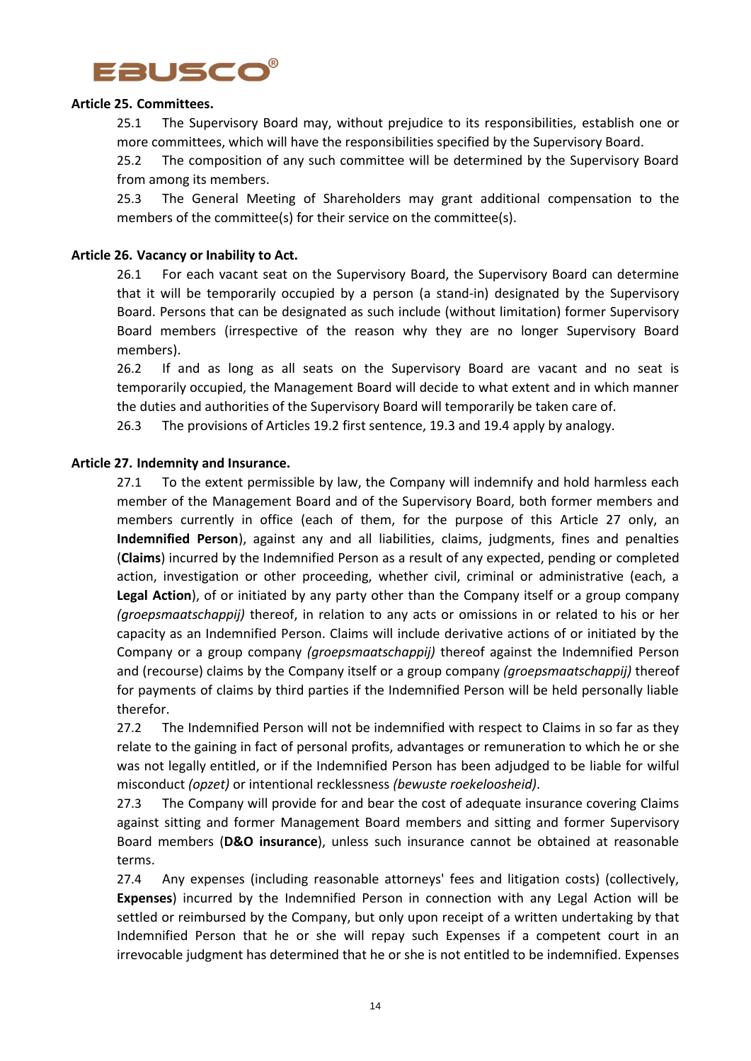**Article 25. Committees.**

25.1 The Supervisory Board may, without prejudice to its responsibilities, establish one or more committees, which will have the responsibilities specified by the Supervisory Board.

25.2 The composition of any such committee will be determined by the Supervisory Board from among its members.

25.3 The General Meeting of Shareholders may grant additional compensation to the members of the committee(s) for their service on the committee(s).

**Article 26. Vacancy or Inability to Act.**

26.1 For each vacant seat on the Supervisory Board, the Supervisory Board can determine that it will be temporarily occupied by a person (a stand-in) designated by the Supervisory Board. Persons that can be designated as such include (without limitation) former Supervisory Board members (irrespective of the reason why they are no longer Supervisory Board members).

26.2 If and as long as all seats on the Supervisory Board are vacant and no seat is temporarily occupied, the Management Board will decide to what extent and in which manner the duties and authorities of the Supervisory Board will temporarily be taken care of.

26.3 The provisions of Articles 19.2 first sentence, 19.3 and 19.4 apply by analogy.

**Article 27. Indemnity and Insurance.**

27.1 To the extent permissible by law, the Company will indemnify and hold harmless each member of the Management Board and of the Supervisory Board, both former members and members currently in office (each of them, for the purpose of this Article 27 only, an **Indemnified Person**), against any and all liabilities, claims, judgments, fines and penalties (**Claims**) incurred by the Indemnified Person as a result of any expected, pending or completed action, investigation or other proceeding, whether civil, criminal or administrative (each, a **Legal Action**), of or initiated by any party other than the Company itself or a group company *(groepsmaatschappij)* thereof, in relation to any acts or omissions in or related to his or her capacity as an Indemnified Person. Claims will include derivative actions of or initiated by the Company or a group company *(groepsmaatschappij)* thereof against the Indemnified Person and (recourse) claims by the Company itself or a group company *(groepsmaatschappij)* thereof for payments of claims by third parties if the Indemnified Person will be held personally liable therefor.

27.2 The Indemnified Person will not be indemnified with respect to Claims in so far as they relate to the gaining in fact of personal profits, advantages or remuneration to which he or she was not legally entitled, or if the Indemnified Person has been adjudged to be liable for wilful misconduct *(opzet)* or intentional recklessness *(bewuste roekeloosheid)*.

27.3 The Company will provide for and bear the cost of adequate insurance covering Claims against sitting and former Management Board members and sitting and former Supervisory Board members (**D&O insurance**), unless such insurance cannot be obtained at reasonable terms.

27.4 Any expenses (including reasonable attorneys' fees and litigation costs) (collectively, **Expenses**) incurred by the Indemnified Person in connection with any Legal Action will be settled or reimbursed by the Company, but only upon receipt of a written undertaking by that Indemnified Person that he or she will repay such Expenses if a competent court in an irrevocable judgment has determined that he or she is not entitled to be indemnified. Expenses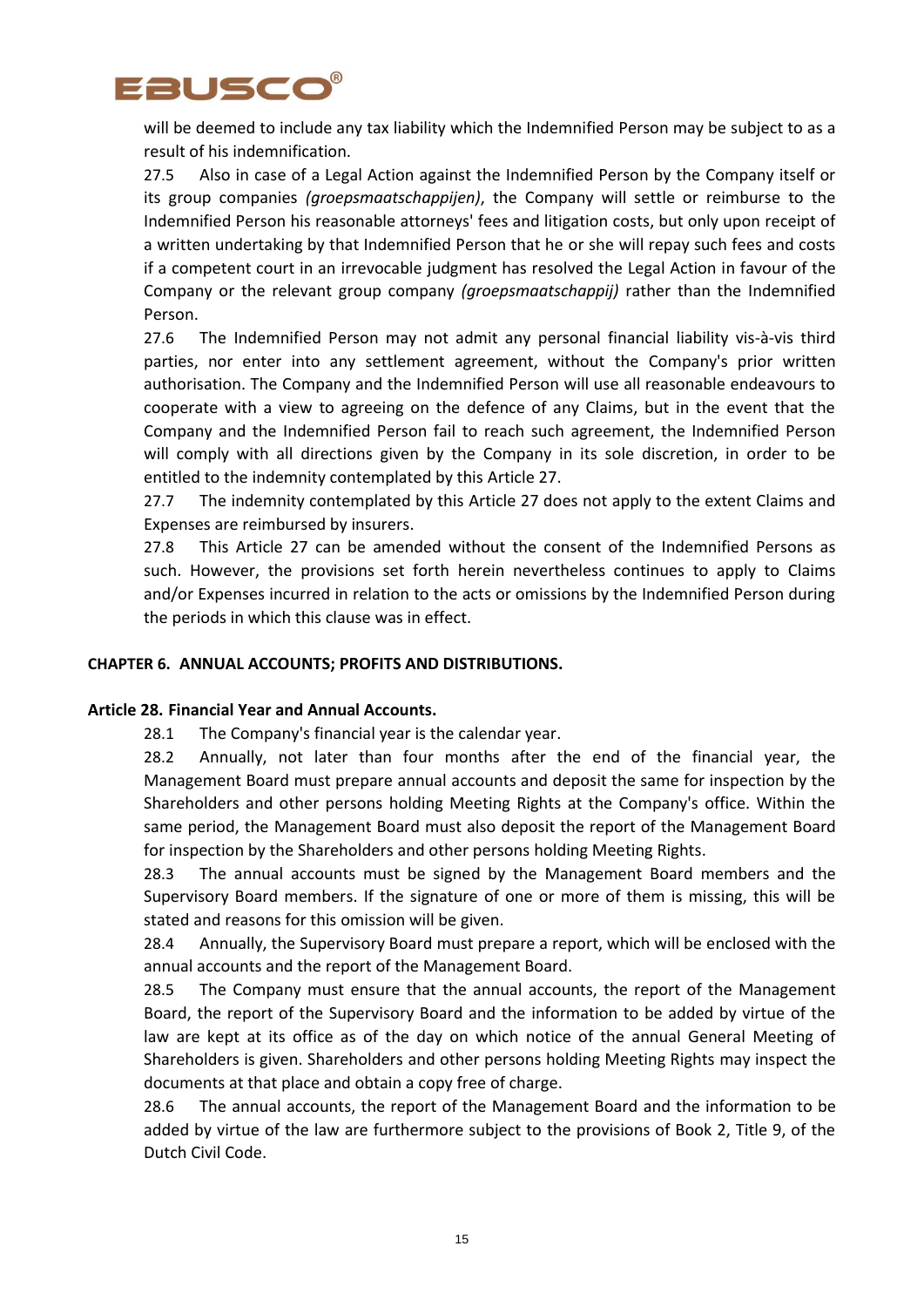will be deemed to include any tax liability which the Indemnified Person may be subject to as a result of his indemnification.

27.5 Also in case of a Legal Action against the Indemnified Person by the Company itself or its group companies *(groepsmaatschappijen)*, the Company will settle or reimburse to the Indemnified Person his reasonable attorneys' fees and litigation costs, but only upon receipt of a written undertaking by that Indemnified Person that he or she will repay such fees and costs if a competent court in an irrevocable judgment has resolved the Legal Action in favour of the Company or the relevant group company *(groepsmaatschappij)* rather than the Indemnified Person.

27.6 The Indemnified Person may not admit any personal financial liability vis-à-vis third parties, nor enter into any settlement agreement, without the Company's prior written authorisation. The Company and the Indemnified Person will use all reasonable endeavours to cooperate with a view to agreeing on the defence of any Claims, but in the event that the Company and the Indemnified Person fail to reach such agreement, the Indemnified Person will comply with all directions given by the Company in its sole discretion, in order to be entitled to the indemnity contemplated by this Article 27.

27.7 The indemnity contemplated by this Article 27 does not apply to the extent Claims and Expenses are reimbursed by insurers.

27.8 This Article 27 can be amended without the consent of the Indemnified Persons as such. However, the provisions set forth herein nevertheless continues to apply to Claims and/or Expenses incurred in relation to the acts or omissions by the Indemnified Person during the periods in which this clause was in effect.

## CHAPTER 6. ANNUAL ACCOUNTS; PROFITS AND DISTRIBUTIONS.

### Article 28. Financial Year and Annual Accounts.

28.1 The Company's financial year is the calendar year.

28.2 Annually, not later than four months after the end of the financial year, the Management Board must prepare annual accounts and deposit the same for inspection by the Shareholders and other persons holding Meeting Rights at the Company's office. Within the same period, the Management Board must also deposit the report of the Management Board for inspection by the Shareholders and other persons holding Meeting Rights.

28.3 The annual accounts must be signed by the Management Board members and the Supervisory Board members. If the signature of one or more of them is missing, this will be stated and reasons for this omission will be given.

28.4 Annually, the Supervisory Board must prepare a report, which will be enclosed with the annual accounts and the report of the Management Board.

28.5 The Company must ensure that the annual accounts, the report of the Management Board, the report of the Supervisory Board and the information to be added by virtue of the law are kept at its office as of the day on which notice of the annual General Meeting of Shareholders is given. Shareholders and other persons holding Meeting Rights may inspect the documents at that place and obtain a copy free of charge.

28.6 The annual accounts, the report of the Management Board and the information to be added by virtue of the law are furthermore subject to the provisions of Book 2, Title 9, of the Dutch Civil Code.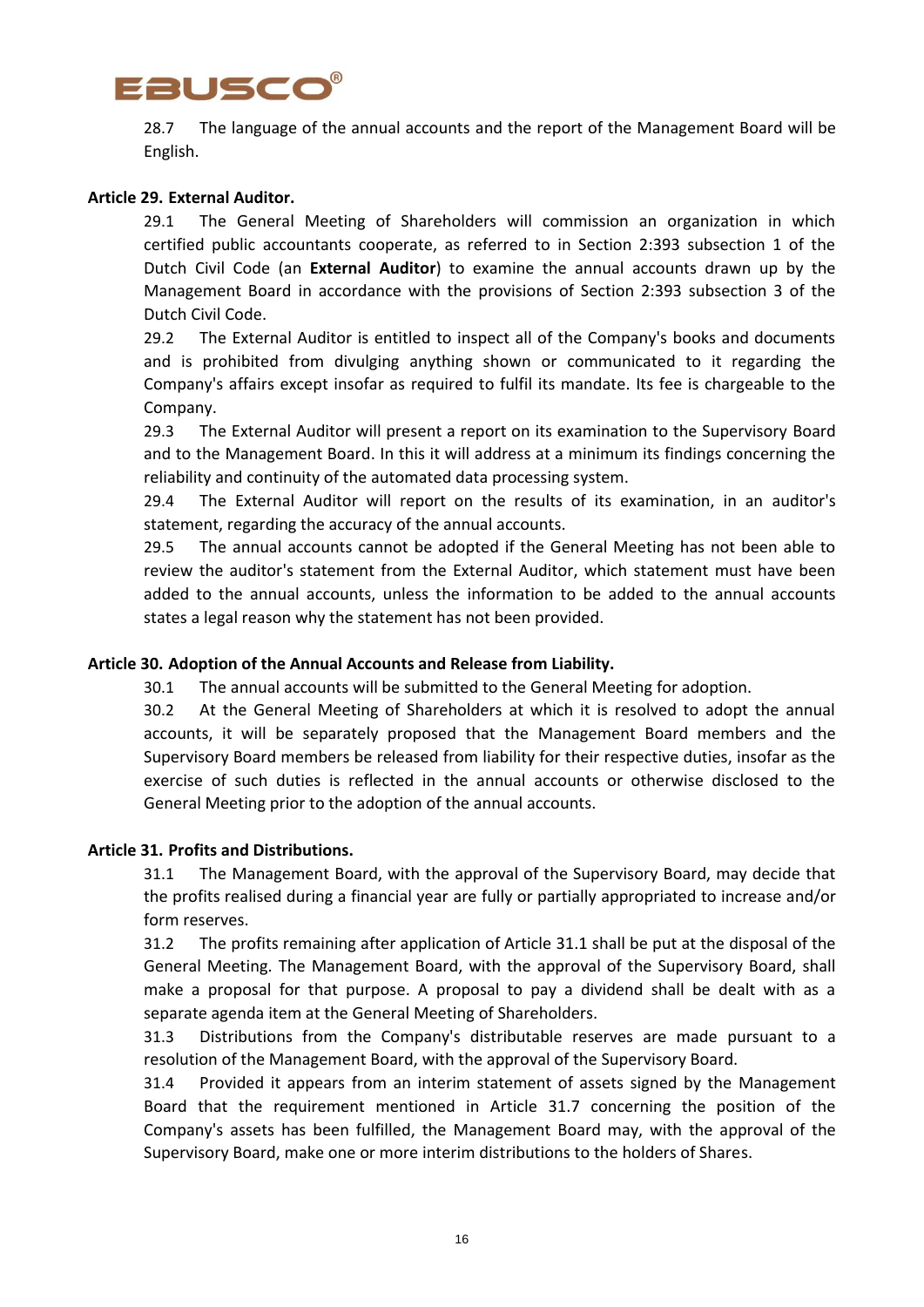28.7 The language of the annual accounts and the report of the Management Board will be English.

**Article 29. External Auditor.**

29.1 The General Meeting of Shareholders will commission an organization in which certified public accountants cooperate, as referred to in Section 2:393 subsection 1 of the Dutch Civil Code (an **External Auditor**) to examine the annual accounts drawn up by the Management Board in accordance with the provisions of Section 2:393 subsection 3 of the Dutch Civil Code.

29.2 The External Auditor is entitled to inspect all of the Company's books and documents and is prohibited from divulging anything shown or communicated to it regarding the Company's affairs except insofar as required to fulfil its mandate. Its fee is chargeable to the Company.

29.3 The External Auditor will present a report on its examination to the Supervisory Board and to the Management Board. In this it will address at a minimum its findings concerning the reliability and continuity of the automated data processing system.

29.4 The External Auditor will report on the results of its examination, in an auditor's statement, regarding the accuracy of the annual accounts.

29.5 The annual accounts cannot be adopted if the General Meeting has not been able to review the auditor's statement from the External Auditor, which statement must have been added to the annual accounts, unless the information to be added to the annual accounts states a legal reason why the statement has not been provided.

**Article 30. Adoption of the Annual Accounts and Release from Liability.**

30.1 The annual accounts will be submitted to the General Meeting for adoption.

30.2 At the General Meeting of Shareholders at which it is resolved to adopt the annual accounts, it will be separately proposed that the Management Board members and the Supervisory Board members be released from liability for their respective duties, insofar as the exercise of such duties is reflected in the annual accounts or otherwise disclosed to the General Meeting prior to the adoption of the annual accounts.

**Article 31. Profits and Distributions.**

31.1 The Management Board, with the approval of the Supervisory Board, may decide that the profits realised during a financial year are fully or partially appropriated to increase and/or form reserves.

31.2 The profits remaining after application of Article 31.1 shall be put at the disposal of the General Meeting. The Management Board, with the approval of the Supervisory Board, shall make a proposal for that purpose. A proposal to pay a dividend shall be dealt with as a separate agenda item at the General Meeting of Shareholders.

31.3 Distributions from the Company's distributable reserves are made pursuant to a resolution of the Management Board, with the approval of the Supervisory Board.

31.4 Provided it appears from an interim statement of assets signed by the Management Board that the requirement mentioned in Article 31.7 concerning the position of the Company's assets has been fulfilled, the Management Board may, with the approval of the Supervisory Board, make one or more interim distributions to the holders of Shares.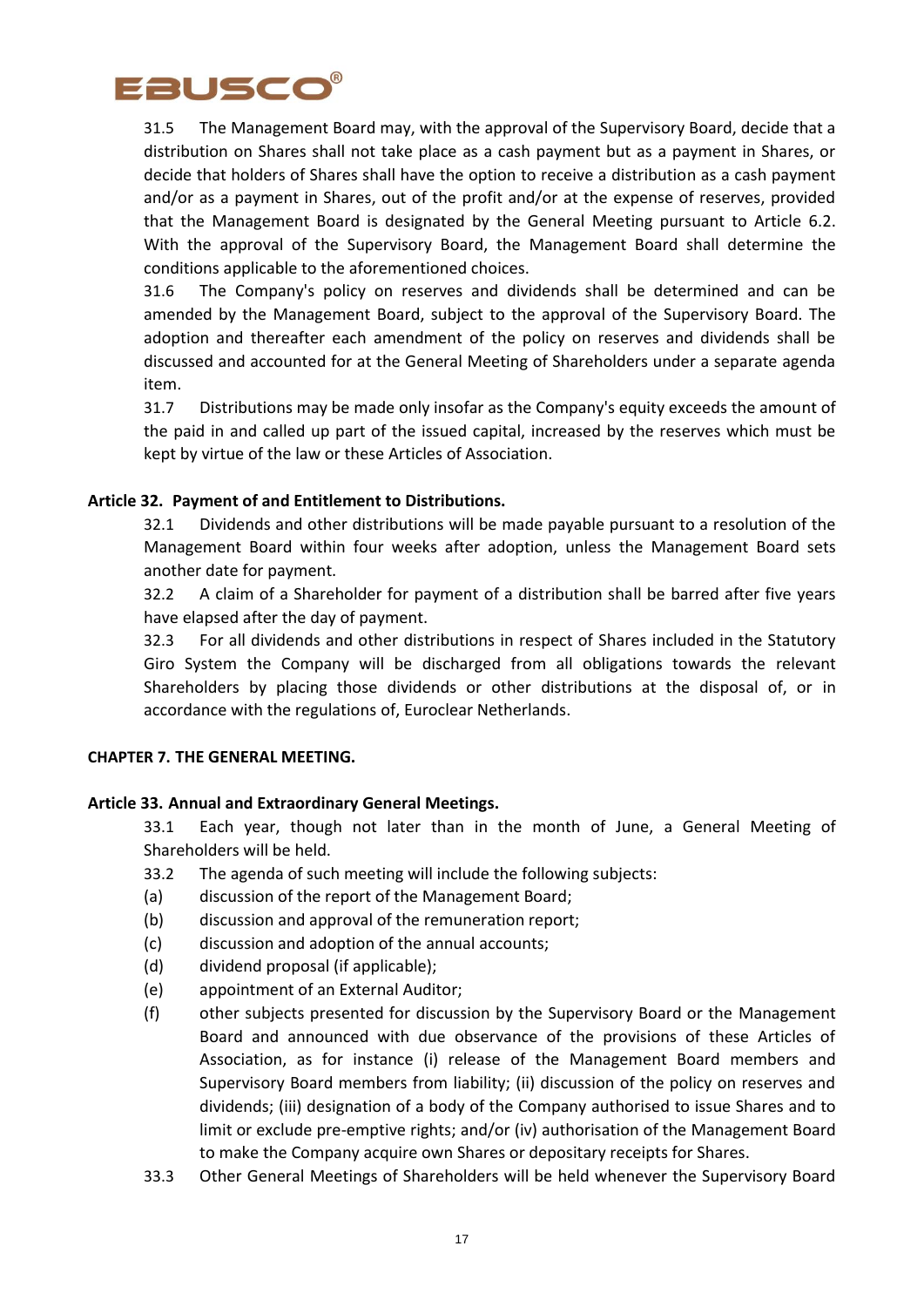31.5 The Management Board may, with the approval of the Supervisory Board, decide that a distribution on Shares shall not take place as a cash payment but as a payment in Shares, or decide that holders of Shares shall have the option to receive a distribution as a cash payment and/or as a payment in Shares, out of the profit and/or at the expense of reserves, provided that the Management Board is designated by the General Meeting pursuant to Article 6.2. With the approval of the Supervisory Board, the Management Board shall determine the conditions applicable to the aforementioned choices.

31.6 The Company's policy on reserves and dividends shall be determined and can be amended by the Management Board, subject to the approval of the Supervisory Board. The adoption and thereafter each amendment of the policy on reserves and dividends shall be discussed and accounted for at the General Meeting of Shareholders under a separate agenda item.

31.7 Distributions may be made only insofar as the Company's equity exceeds the amount of the paid in and called up part of the issued capital, increased by the reserves which must be kept by virtue of the law or these Articles of Association.

### Article 32. Payment of and Entitlement to Distributions.

32.1 Dividends and other distributions will be made payable pursuant to a resolution of the Management Board within four weeks after adoption, unless the Management Board sets another date for payment.

32.2 A claim of a Shareholder for payment of a distribution shall be barred after five years have elapsed after the day of payment.

32.3 For all dividends and other distributions in respect of Shares included in the Statutory Giro System the Company will be discharged from all obligations towards the relevant Shareholders by placing those dividends or other distributions at the disposal of, or in accordance with the regulations of, Euroclear Netherlands.

## CHAPTER 7. THE GENERAL MEETING.

### Article 33. Annual and Extraordinary General Meetings.

33.1 Each year, though not later than in the month of June, a General Meeting of Shareholders will be held.

33.2 The agenda of such meeting will include the following subjects:

(a) discussion of the report of the Management Board;

(b) discussion and approval of the remuneration report;

(c) discussion and adoption of the annual accounts;

(d) dividend proposal (if applicable);

(e) appointment of an External Auditor;

(f) other subjects presented for discussion by the Supervisory Board or the Management Board and announced with due observance of the provisions of these Articles of Association, as for instance (i) release of the Management Board members and Supervisory Board members from liability; (ii) discussion of the policy on reserves and dividends; (iii) designation of a body of the Company authorised to issue Shares and to limit or exclude pre-emptive rights; and/or (iv) authorisation of the Management Board to make the Company acquire own Shares or depositary receipts for Shares.

33.3 Other General Meetings of Shareholders will be held whenever the Supervisory Board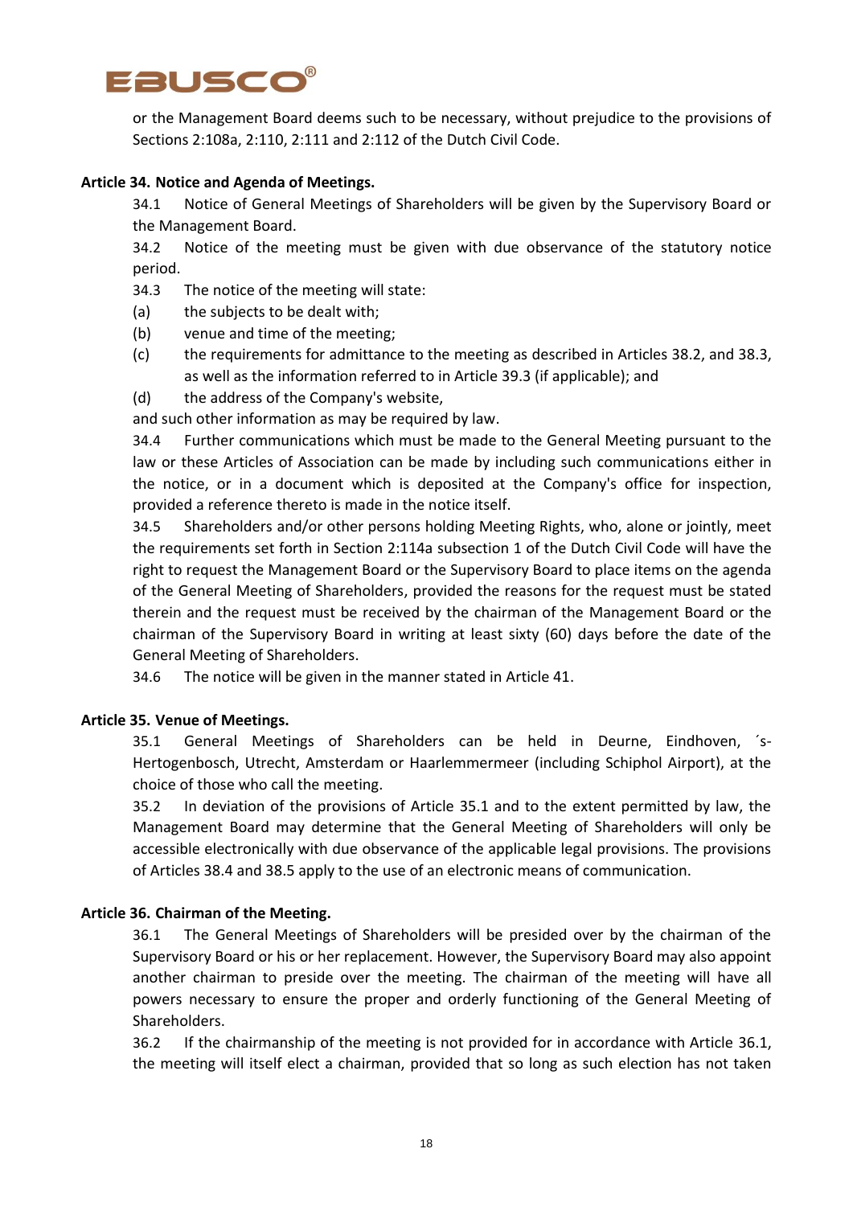or the Management Board deems such to be necessary, without prejudice to the provisions of Sections 2:108a, 2:110, 2:111 and 2:112 of the Dutch Civil Code.

**Article 34. Notice and Agenda of Meetings.**

34.1 Notice of General Meetings of Shareholders will be given by the Supervisory Board or the Management Board.

34.2 Notice of the meeting must be given with due observance of the statutory notice period.

34.3 The notice of the meeting will state:

(a) the subjects to be dealt with;

(b) venue and time of the meeting;

(c) the requirements for admittance to the meeting as described in Articles 38.2, and 38.3, as well as the information referred to in Article 39.3 (if applicable); and

(d) the address of the Company's website,

and such other information as may be required by law.

34.4 Further communications which must be made to the General Meeting pursuant to the law or these Articles of Association can be made by including such communications either in the notice, or in a document which is deposited at the Company's office for inspection, provided a reference thereto is made in the notice itself.

34.5 Shareholders and/or other persons holding Meeting Rights, who, alone or jointly, meet the requirements set forth in Section 2:114a subsection 1 of the Dutch Civil Code will have the right to request the Management Board or the Supervisory Board to place items on the agenda of the General Meeting of Shareholders, provided the reasons for the request must be stated therein and the request must be received by the chairman of the Management Board or the chairman of the Supervisory Board in writing at least sixty (60) days before the date of the General Meeting of Shareholders.

34.6 The notice will be given in the manner stated in Article 41.

**Article 35. Venue of Meetings.**

35.1 General Meetings of Shareholders can be held in Deurne, Eindhoven, ´s-Hertogenbosch, Utrecht, Amsterdam or Haarlemmermeer (including Schiphol Airport), at the choice of those who call the meeting.

35.2 In deviation of the provisions of Article 35.1 and to the extent permitted by law, the Management Board may determine that the General Meeting of Shareholders will only be accessible electronically with due observance of the applicable legal provisions. The provisions of Articles 38.4 and 38.5 apply to the use of an electronic means of communication.

**Article 36. Chairman of the Meeting.**

36.1 The General Meetings of Shareholders will be presided over by the chairman of the Supervisory Board or his or her replacement. However, the Supervisory Board may also appoint another chairman to preside over the meeting. The chairman of the meeting will have all powers necessary to ensure the proper and orderly functioning of the General Meeting of Shareholders.

36.2 If the chairmanship of the meeting is not provided for in accordance with Article 36.1, the meeting will itself elect a chairman, provided that so long as such election has not taken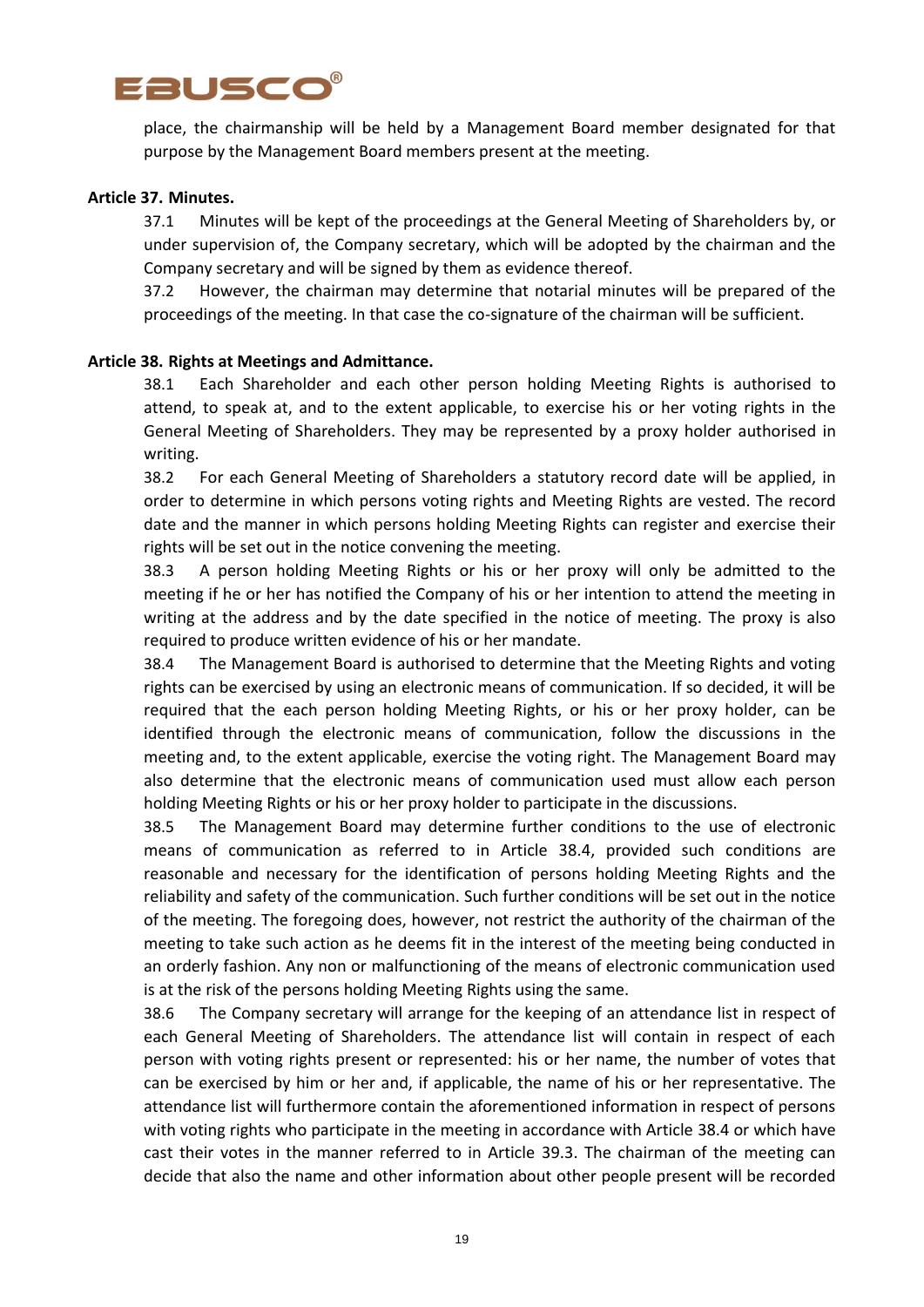place, the chairmanship will be held by a Management Board member designated for that purpose by the Management Board members present at the meeting.

**Article 37. Minutes.**

37.1 Minutes will be kept of the proceedings at the General Meeting of Shareholders by, or under supervision of, the Company secretary, which will be adopted by the chairman and the Company secretary and will be signed by them as evidence thereof.

37.2 However, the chairman may determine that notarial minutes will be prepared of the proceedings of the meeting. In that case the co-signature of the chairman will be sufficient.

**Article 38. Rights at Meetings and Admittance.**

38.1 Each Shareholder and each other person holding Meeting Rights is authorised to attend, to speak at, and to the extent applicable, to exercise his or her voting rights in the General Meeting of Shareholders. They may be represented by a proxy holder authorised in writing.

38.2 For each General Meeting of Shareholders a statutory record date will be applied, in order to determine in which persons voting rights and Meeting Rights are vested. The record date and the manner in which persons holding Meeting Rights can register and exercise their rights will be set out in the notice convening the meeting.

38.3 A person holding Meeting Rights or his or her proxy will only be admitted to the meeting if he or her has notified the Company of his or her intention to attend the meeting in writing at the address and by the date specified in the notice of meeting. The proxy is also required to produce written evidence of his or her mandate.

38.4 The Management Board is authorised to determine that the Meeting Rights and voting rights can be exercised by using an electronic means of communication. If so decided, it will be required that the each person holding Meeting Rights, or his or her proxy holder, can be identified through the electronic means of communication, follow the discussions in the meeting and, to the extent applicable, exercise the voting right. The Management Board may also determine that the electronic means of communication used must allow each person holding Meeting Rights or his or her proxy holder to participate in the discussions.

38.5 The Management Board may determine further conditions to the use of electronic means of communication as referred to in Article 38.4, provided such conditions are reasonable and necessary for the identification of persons holding Meeting Rights and the reliability and safety of the communication. Such further conditions will be set out in the notice of the meeting. The foregoing does, however, not restrict the authority of the chairman of the meeting to take such action as he deems fit in the interest of the meeting being conducted in an orderly fashion. Any non or malfunctioning of the means of electronic communication used is at the risk of the persons holding Meeting Rights using the same.

38.6 The Company secretary will arrange for the keeping of an attendance list in respect of each General Meeting of Shareholders. The attendance list will contain in respect of each person with voting rights present or represented: his or her name, the number of votes that can be exercised by him or her and, if applicable, the name of his or her representative. The attendance list will furthermore contain the aforementioned information in respect of persons with voting rights who participate in the meeting in accordance with Article 38.4 or which have cast their votes in the manner referred to in Article 39.3. The chairman of the meeting can decide that also the name and other information about other people present will be recorded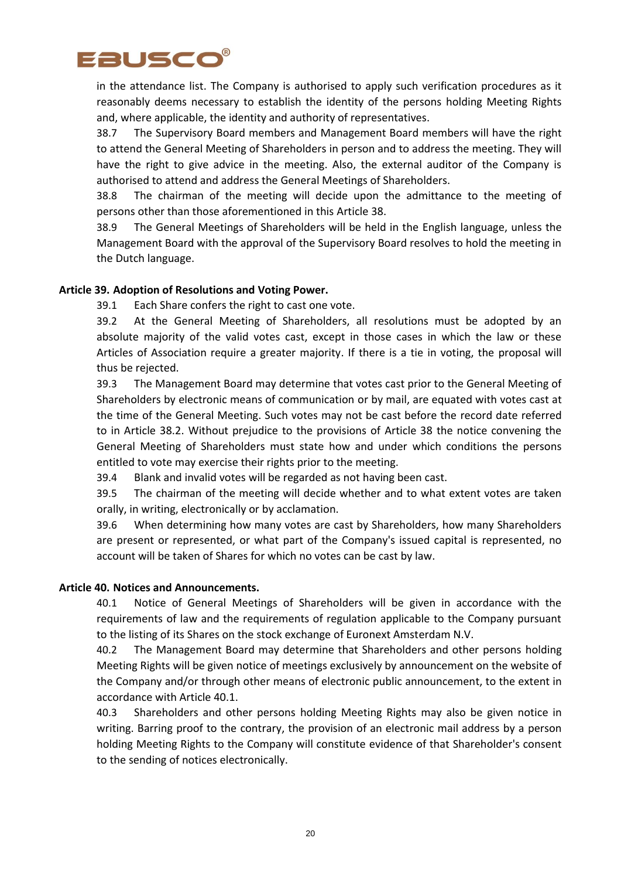in the attendance list. The Company is authorised to apply such verification procedures as it reasonably deems necessary to establish the identity of the persons holding Meeting Rights and, where applicable, the identity and authority of representatives.

38.7 The Supervisory Board members and Management Board members will have the right to attend the General Meeting of Shareholders in person and to address the meeting. They will have the right to give advice in the meeting. Also, the external auditor of the Company is authorised to attend and address the General Meetings of Shareholders.

38.8 The chairman of the meeting will decide upon the admittance to the meeting of persons other than those aforementioned in this Article 38.

38.9 The General Meetings of Shareholders will be held in the English language, unless the Management Board with the approval of the Supervisory Board resolves to hold the meeting in the Dutch language.

**Article 39. Adoption of Resolutions and Voting Power.**

39.1 Each Share confers the right to cast one vote.

39.2 At the General Meeting of Shareholders, all resolutions must be adopted by an absolute majority of the valid votes cast, except in those cases in which the law or these Articles of Association require a greater majority. If there is a tie in voting, the proposal will thus be rejected.

39.3 The Management Board may determine that votes cast prior to the General Meeting of Shareholders by electronic means of communication or by mail, are equated with votes cast at the time of the General Meeting. Such votes may not be cast before the record date referred to in Article 38.2. Without prejudice to the provisions of Article 38 the notice convening the General Meeting of Shareholders must state how and under which conditions the persons entitled to vote may exercise their rights prior to the meeting.

39.4 Blank and invalid votes will be regarded as not having been cast.

39.5 The chairman of the meeting will decide whether and to what extent votes are taken orally, in writing, electronically or by acclamation.

39.6 When determining how many votes are cast by Shareholders, how many Shareholders are present or represented, or what part of the Company's issued capital is represented, no account will be taken of Shares for which no votes can be cast by law.

**Article 40. Notices and Announcements.**

40.1 Notice of General Meetings of Shareholders will be given in accordance with the requirements of law and the requirements of regulation applicable to the Company pursuant to the listing of its Shares on the stock exchange of Euronext Amsterdam N.V.

40.2 The Management Board may determine that Shareholders and other persons holding Meeting Rights will be given notice of meetings exclusively by announcement on the website of the Company and/or through other means of electronic public announcement, to the extent in accordance with Article 40.1.

40.3 Shareholders and other persons holding Meeting Rights may also be given notice in writing. Barring proof to the contrary, the provision of an electronic mail address by a person holding Meeting Rights to the Company will constitute evidence of that Shareholder's consent to the sending of notices electronically.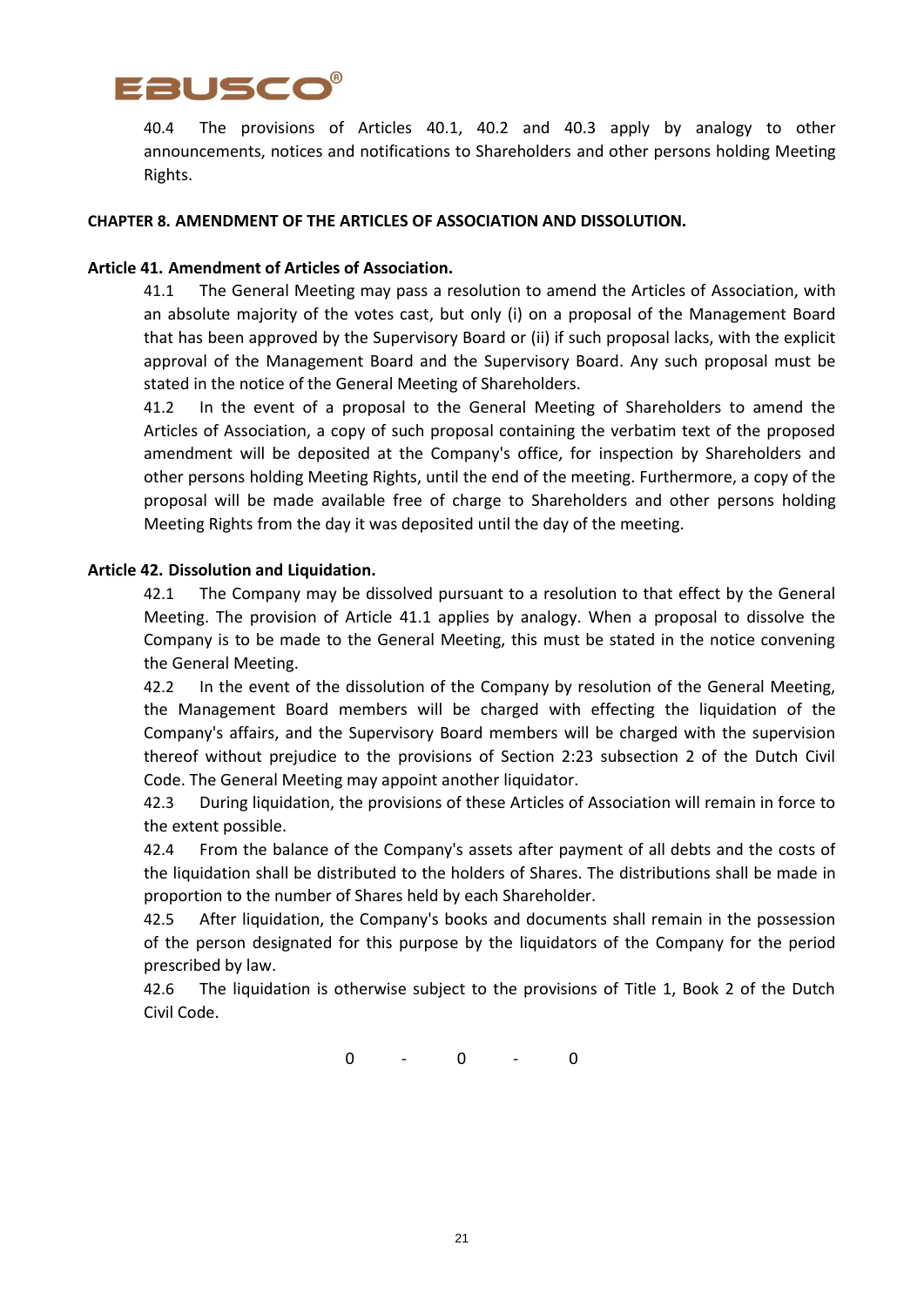40.4 The provisions of Articles 40.1, 40.2 and 40.3 apply by analogy to other announcements, notices and notifications to Shareholders and other persons holding Meeting Rights.

## CHAPTER 8. AMENDMENT OF THE ARTICLES OF ASSOCIATION AND DISSOLUTION.

### Article 41. Amendment of Articles of Association.

41.1 The General Meeting may pass a resolution to amend the Articles of Association, with an absolute majority of the votes cast, but only (i) on a proposal of the Management Board that has been approved by the Supervisory Board or (ii) if such proposal lacks, with the explicit approval of the Management Board and the Supervisory Board. Any such proposal must be stated in the notice of the General Meeting of Shareholders.

41.2 In the event of a proposal to the General Meeting of Shareholders to amend the Articles of Association, a copy of such proposal containing the verbatim text of the proposed amendment will be deposited at the Company's office, for inspection by Shareholders and other persons holding Meeting Rights, until the end of the meeting. Furthermore, a copy of the proposal will be made available free of charge to Shareholders and other persons holding Meeting Rights from the day it was deposited until the day of the meeting.

### Article 42. Dissolution and Liquidation.

42.1 The Company may be dissolved pursuant to a resolution to that effect by the General Meeting. The provision of Article 41.1 applies by analogy. When a proposal to dissolve the Company is to be made to the General Meeting, this must be stated in the notice convening the General Meeting.

42.2 In the event of the dissolution of the Company by resolution of the General Meeting, the Management Board members will be charged with effecting the liquidation of the Company's affairs, and the Supervisory Board members will be charged with the supervision thereof without prejudice to the provisions of Section 2:23 subsection 2 of the Dutch Civil Code. The General Meeting may appoint another liquidator.

42.3 During liquidation, the provisions of these Articles of Association will remain in force to the extent possible.

42.4 From the balance of the Company's assets after payment of all debts and the costs of the liquidation shall be distributed to the holders of Shares. The distributions shall be made in proportion to the number of Shares held by each Shareholder.

42.5 After liquidation, the Company's books and documents shall remain in the possession of the person designated for this purpose by the liquidators of the Company for the period prescribed by law.

42.6 The liquidation is otherwise subject to the provisions of Title 1, Book 2 of the Dutch Civil Code.

0 - 0 - 0